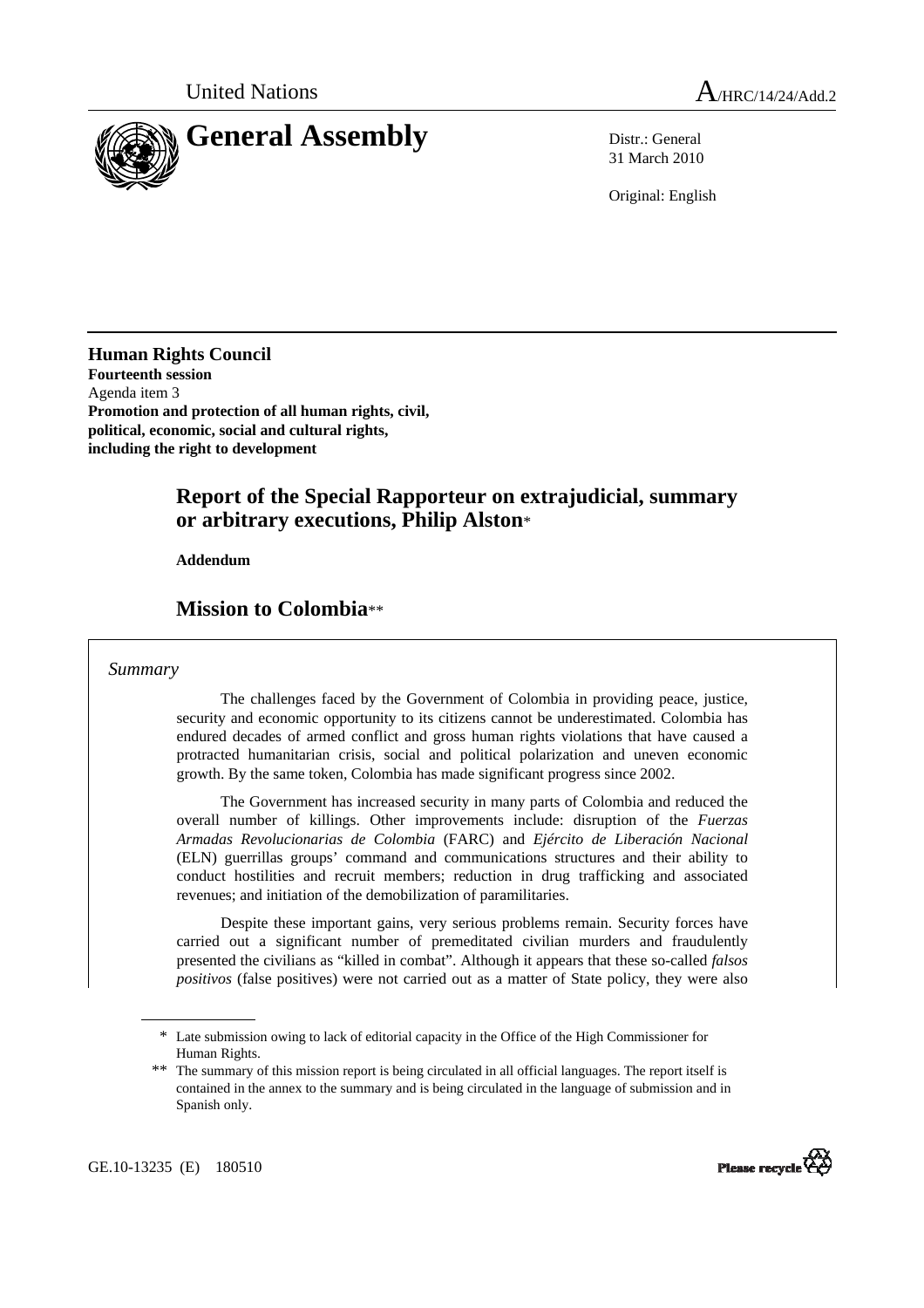United Nations A/HRC/14/24/Add.2

# General Assembly

Distr.: General
31 March 2010

Original: English

**Human Rights Council**
**Fourteenth session**
Agenda item 3
**Promotion and protection of all human rights, civil, political, economic, social and cultural rights, including the right to development**

## Report of the Special Rapporteur on extrajudicial, summary or arbitrary executions, Philip Alston*

**Addendum**

## Mission to Colombia**

*Summary*

The challenges faced by the Government of Colombia in providing peace, justice, security and economic opportunity to its citizens cannot be underestimated. Colombia has endured decades of armed conflict and gross human rights violations that have caused a protracted humanitarian crisis, social and political polarization and uneven economic growth. By the same token, Colombia has made significant progress since 2002.

The Government has increased security in many parts of Colombia and reduced the overall number of killings. Other improvements include: disruption of the *Fuerzas Armadas Revolucionarias de Colombia* (FARC) and *Ejército de Liberación Nacional* (ELN) guerrillas groups' command and communications structures and their ability to conduct hostilities and recruit members; reduction in drug trafficking and associated revenues; and initiation of the demobilization of paramilitaries.

Despite these important gains, very serious problems remain. Security forces have carried out a significant number of premeditated civilian murders and fraudulently presented the civilians as "killed in combat". Although it appears that these so-called *falsos positivos* (false positives) were not carried out as a matter of State policy, they were also

---

\* Late submission owing to lack of editorial capacity in the Office of the High Commissioner for Human Rights.

\** The summary of this mission report is being circulated in all official languages. The report itself is contained in the annex to the summary and is being circulated in the language of submission and in Spanish only.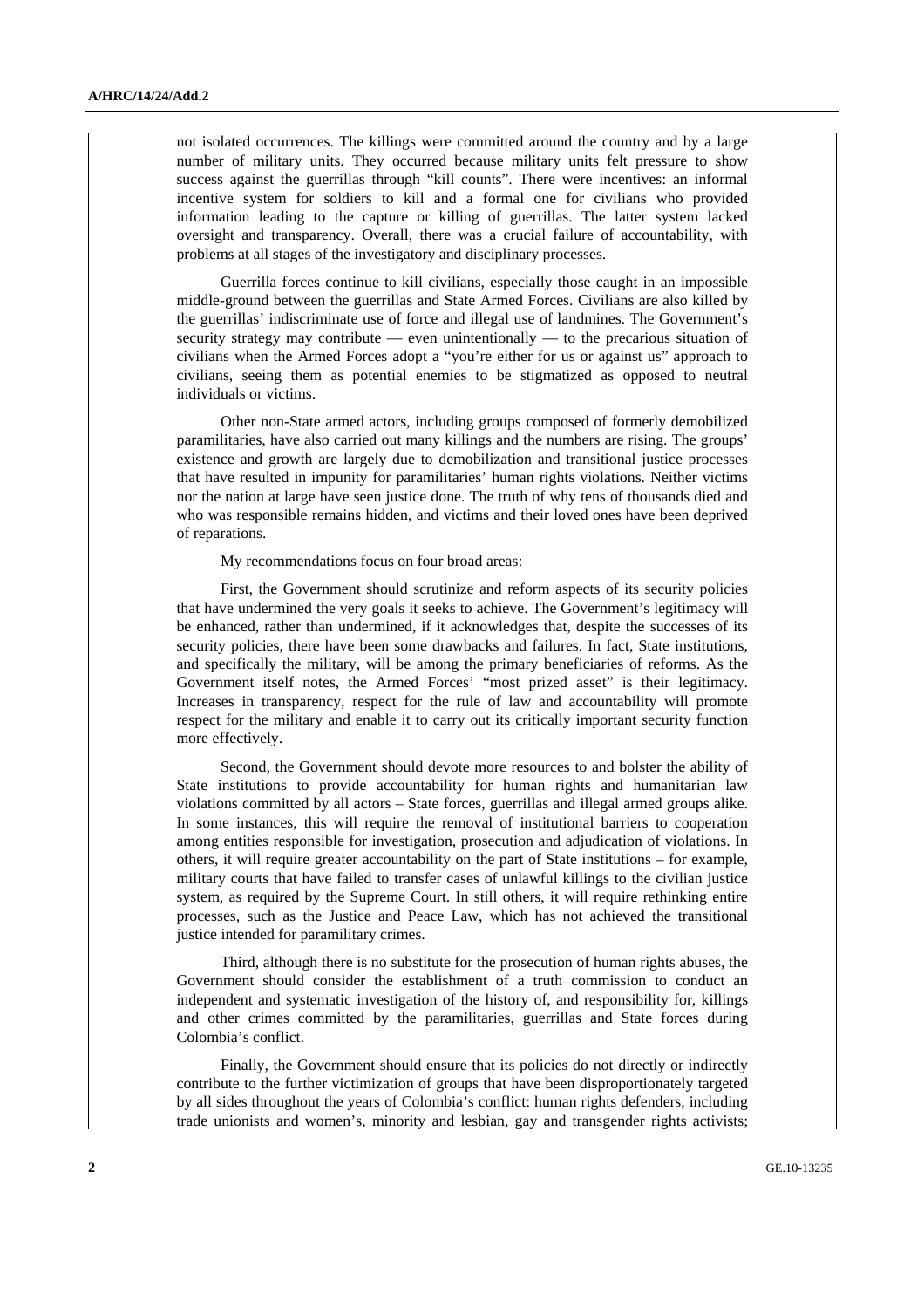not isolated occurrences. The killings were committed around the country and by a large number of military units. They occurred because military units felt pressure to show success against the guerrillas through "kill counts". There were incentives: an informal incentive system for soldiers to kill and a formal one for civilians who provided information leading to the capture or killing of guerrillas. The latter system lacked oversight and transparency. Overall, there was a crucial failure of accountability, with problems at all stages of the investigatory and disciplinary processes.

Guerrilla forces continue to kill civilians, especially those caught in an impossible middle-ground between the guerrillas and State Armed Forces. Civilians are also killed by the guerrillas' indiscriminate use of force and illegal use of landmines. The Government's security strategy may contribute — even unintentionally — to the precarious situation of civilians when the Armed Forces adopt a "you're either for us or against us" approach to civilians, seeing them as potential enemies to be stigmatized as opposed to neutral individuals or victims.

Other non-State armed actors, including groups composed of formerly demobilized paramilitaries, have also carried out many killings and the numbers are rising. The groups' existence and growth are largely due to demobilization and transitional justice processes that have resulted in impunity for paramilitaries' human rights violations. Neither victims nor the nation at large have seen justice done. The truth of why tens of thousands died and who was responsible remains hidden, and victims and their loved ones have been deprived of reparations.

My recommendations focus on four broad areas:

First, the Government should scrutinize and reform aspects of its security policies that have undermined the very goals it seeks to achieve. The Government's legitimacy will be enhanced, rather than undermined, if it acknowledges that, despite the successes of its security policies, there have been some drawbacks and failures. In fact, State institutions, and specifically the military, will be among the primary beneficiaries of reforms. As the Government itself notes, the Armed Forces' "most prized asset" is their legitimacy. Increases in transparency, respect for the rule of law and accountability will promote respect for the military and enable it to carry out its critically important security function more effectively.

Second, the Government should devote more resources to and bolster the ability of State institutions to provide accountability for human rights and humanitarian law violations committed by all actors – State forces, guerrillas and illegal armed groups alike. In some instances, this will require the removal of institutional barriers to cooperation among entities responsible for investigation, prosecution and adjudication of violations. In others, it will require greater accountability on the part of State institutions – for example, military courts that have failed to transfer cases of unlawful killings to the civilian justice system, as required by the Supreme Court. In still others, it will require rethinking entire processes, such as the Justice and Peace Law, which has not achieved the transitional justice intended for paramilitary crimes.

Third, although there is no substitute for the prosecution of human rights abuses, the Government should consider the establishment of a truth commission to conduct an independent and systematic investigation of the history of, and responsibility for, killings and other crimes committed by the paramilitaries, guerrillas and State forces during Colombia's conflict.

Finally, the Government should ensure that its policies do not directly or indirectly contribute to the further victimization of groups that have been disproportionately targeted by all sides throughout the years of Colombia's conflict: human rights defenders, including trade unionists and women's, minority and lesbian, gay and transgender rights activists;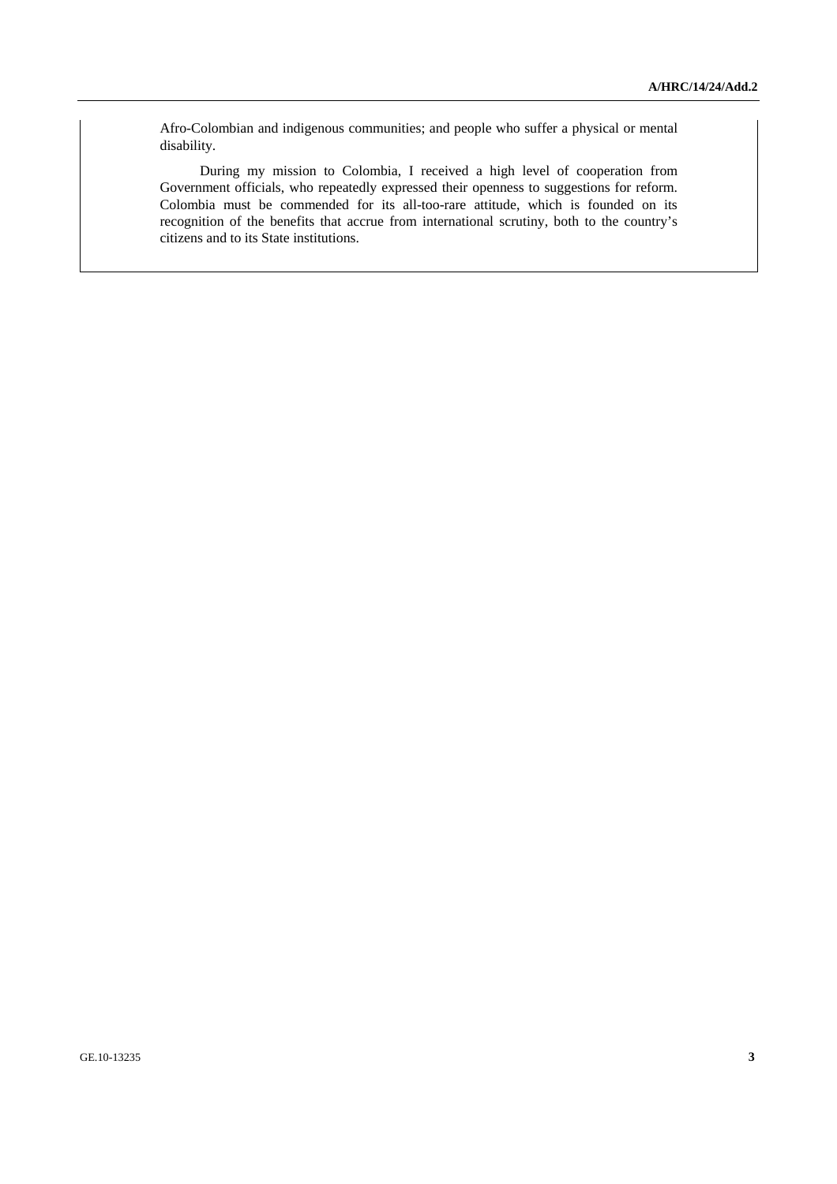Afro-Colombian and indigenous communities; and people who suffer a physical or mental disability.

During my mission to Colombia, I received a high level of cooperation from Government officials, who repeatedly expressed their openness to suggestions for reform. Colombia must be commended for its all-too-rare attitude, which is founded on its recognition of the benefits that accrue from international scrutiny, both to the country's citizens and to its State institutions.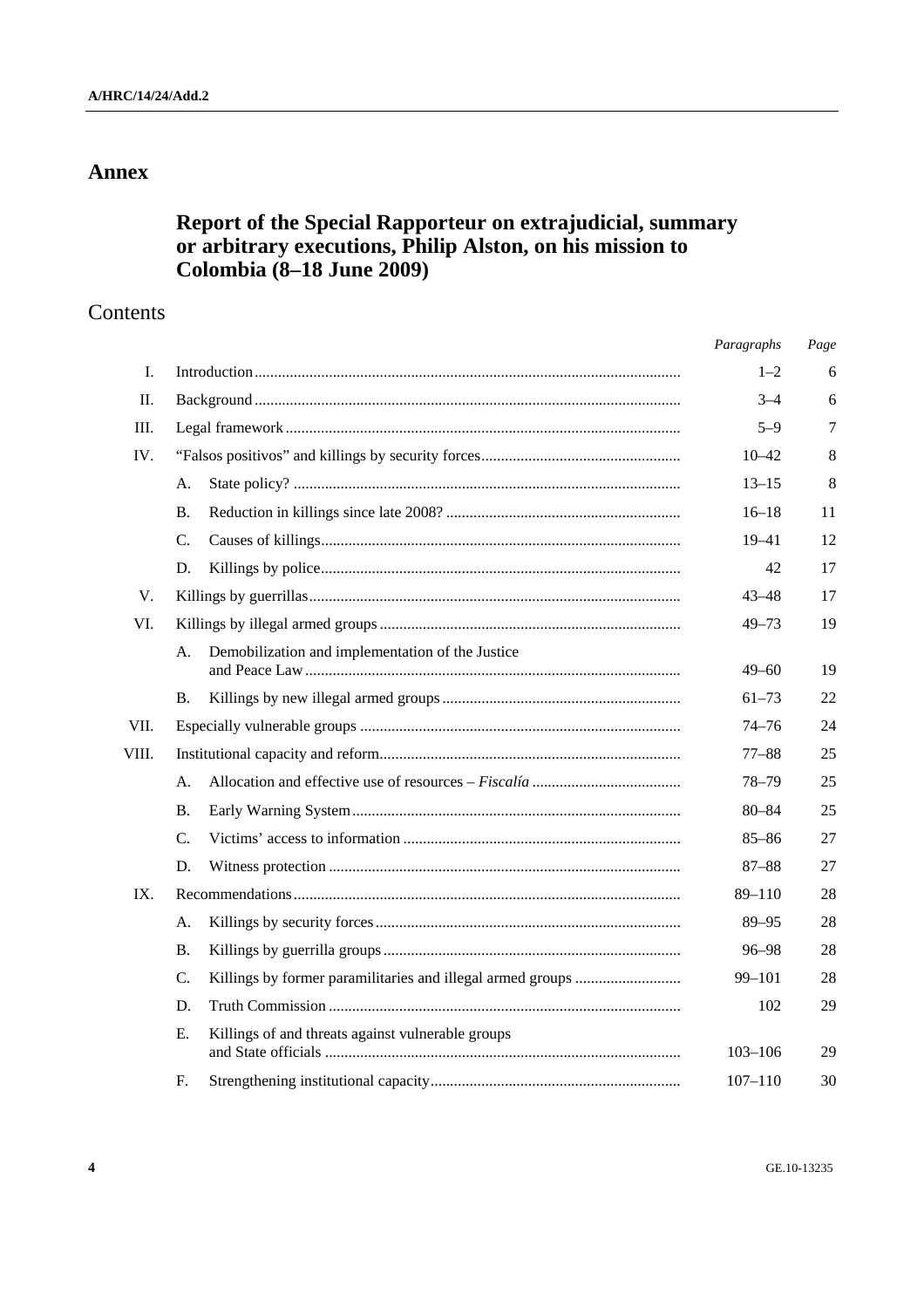# Annex

## Report of the Special Rapporteur on extrajudicial, summary or arbitrary executions, Philip Alston, on his mission to Colombia (8–18 June 2009)

## Contents

| | | | *Paragraphs* | *Page* |
|---|---|---|---|---|
| I. | Introduction | | 1–2 | 6 |
| II. | Background | | 3–4 | 6 |
| III. | Legal framework | | 5–9 | 7 |
| IV. | “Falsos positivos” and killings by security forces | | 10–42 | 8 |
| | A. | State policy? | 13–15 | 8 |
| | B. | Reduction in killings since late 2008? | 16–18 | 11 |
| | C. | Causes of killings | 19–41 | 12 |
| | D. | Killings by police | 42 | 17 |
| V. | Killings by guerrillas | | 43–48 | 17 |
| VI. | Killings by illegal armed groups | | 49–73 | 19 |
| | A. | Demobilization and implementation of the Justice and Peace Law | 49–60 | 19 |
| | B. | Killings by new illegal armed groups | 61–73 | 22 |
| VII. | Especially vulnerable groups | | 74–76 | 24 |
| VIII. | Institutional capacity and reform | | 77–88 | 25 |
| | A. | Allocation and effective use of resources – *Fiscalía* | 78–79 | 25 |
| | B. | Early Warning System | 80–84 | 25 |
| | C. | Victims’ access to information | 85–86 | 27 |
| | D. | Witness protection | 87–88 | 27 |
| IX. | Recommendations | | 89–110 | 28 |
| | A. | Killings by security forces | 89–95 | 28 |
| | B. | Killings by guerrilla groups | 96–98 | 28 |
| | C. | Killings by former paramilitaries and illegal armed groups | 99–101 | 28 |
| | D. | Truth Commission | 102 | 29 |
| | E. | Killings of and threats against vulnerable groups and State officials | 103–106 | 29 |
| | F. | Strengthening institutional capacity | 107–110 | 30 |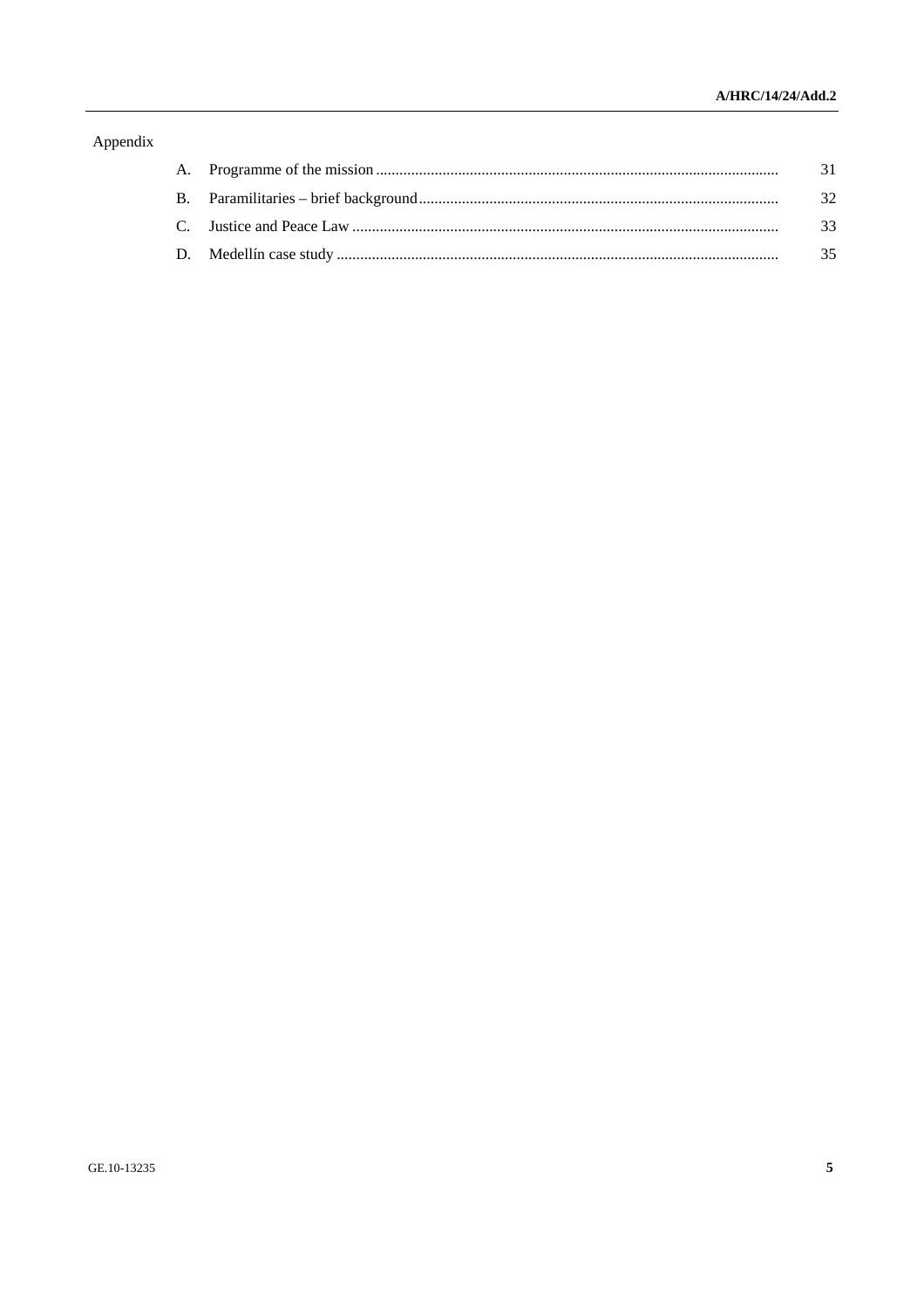Appendix

| | | |
|---|---|---|
| A. | Programme of the mission | 31 |
| B. | Paramilitaries – brief background | 32 |
| C. | Justice and Peace Law | 33 |
| D. | Medellín case study | 35 |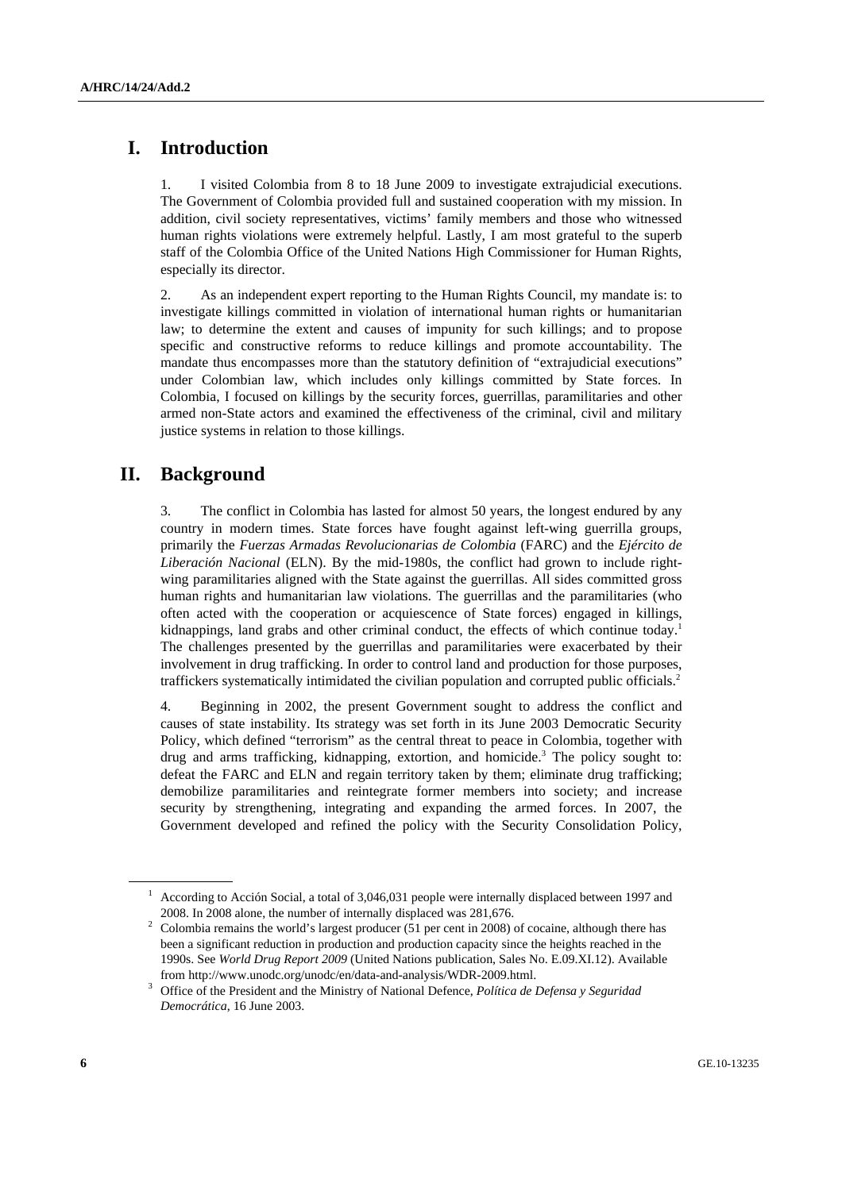# I. Introduction

1. I visited Colombia from 8 to 18 June 2009 to investigate extrajudicial executions. The Government of Colombia provided full and sustained cooperation with my mission. In addition, civil society representatives, victims' family members and those who witnessed human rights violations were extremely helpful. Lastly, I am most grateful to the superb staff of the Colombia Office of the United Nations High Commissioner for Human Rights, especially its director.

2. As an independent expert reporting to the Human Rights Council, my mandate is: to investigate killings committed in violation of international human rights or humanitarian law; to determine the extent and causes of impunity for such killings; and to propose specific and constructive reforms to reduce killings and promote accountability. The mandate thus encompasses more than the statutory definition of "extrajudicial executions" under Colombian law, which includes only killings committed by State forces. In Colombia, I focused on killings by the security forces, guerrillas, paramilitaries and other armed non-State actors and examined the effectiveness of the criminal, civil and military justice systems in relation to those killings.

# II. Background

3. The conflict in Colombia has lasted for almost 50 years, the longest endured by any country in modern times. State forces have fought against left-wing guerrilla groups, primarily the *Fuerzas Armadas Revolucionarias de Colombia* (FARC) and the *Ejército de Liberación Nacional* (ELN). By the mid-1980s, the conflict had grown to include right-wing paramilitaries aligned with the State against the guerrillas. All sides committed gross human rights and humanitarian law violations. The guerrillas and the paramilitaries (who often acted with the cooperation or acquiescence of State forces) engaged in killings, kidnappings, land grabs and other criminal conduct, the effects of which continue today.[1] The challenges presented by the guerrillas and paramilitaries were exacerbated by their involvement in drug trafficking. In order to control land and production for those purposes, traffickers systematically intimidated the civilian population and corrupted public officials.[2]

4. Beginning in 2002, the present Government sought to address the conflict and causes of state instability. Its strategy was set forth in its June 2003 Democratic Security Policy, which defined "terrorism" as the central threat to peace in Colombia, together with drug and arms trafficking, kidnapping, extortion, and homicide.[3] The policy sought to: defeat the FARC and ELN and regain territory taken by them; eliminate drug trafficking; demobilize paramilitaries and reintegrate former members into society; and increase security by strengthening, integrating and expanding the armed forces. In 2007, the Government developed and refined the policy with the Security Consolidation Policy,

---

[1] According to Acción Social, a total of 3,046,031 people were internally displaced between 1997 and 2008. In 2008 alone, the number of internally displaced was 281,676.

[2] Colombia remains the world's largest producer (51 per cent in 2008) of cocaine, although there has been a significant reduction in production and production capacity since the heights reached in the 1990s. See *World Drug Report 2009* (United Nations publication, Sales No. E.09.XI.12). Available from http://www.unodc.org/unodc/en/data-and-analysis/WDR-2009.html.

[3] Office of the President and the Ministry of National Defence, *Política de Defensa y Seguridad Democrática*, 16 June 2003.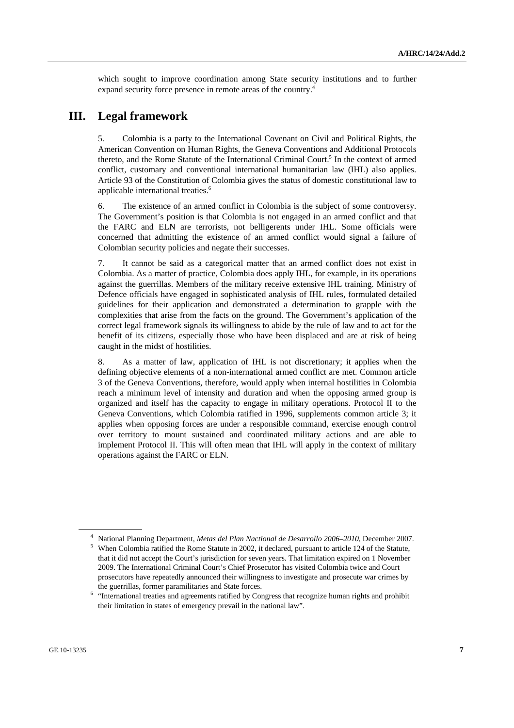which sought to improve coordination among State security institutions and to further expand security force presence in remote areas of the country.[4]

## III. Legal framework

5. Colombia is a party to the International Covenant on Civil and Political Rights, the American Convention on Human Rights, the Geneva Conventions and Additional Protocols thereto, and the Rome Statute of the International Criminal Court.[5] In the context of armed conflict, customary and conventional international humanitarian law (IHL) also applies. Article 93 of the Constitution of Colombia gives the status of domestic constitutional law to applicable international treaties.[6]

6. The existence of an armed conflict in Colombia is the subject of some controversy. The Government's position is that Colombia is not engaged in an armed conflict and that the FARC and ELN are terrorists, not belligerents under IHL. Some officials were concerned that admitting the existence of an armed conflict would signal a failure of Colombian security policies and negate their successes.

7. It cannot be said as a categorical matter that an armed conflict does not exist in Colombia. As a matter of practice, Colombia does apply IHL, for example, in its operations against the guerrillas. Members of the military receive extensive IHL training. Ministry of Defence officials have engaged in sophisticated analysis of IHL rules, formulated detailed guidelines for their application and demonstrated a determination to grapple with the complexities that arise from the facts on the ground. The Government's application of the correct legal framework signals its willingness to abide by the rule of law and to act for the benefit of its citizens, especially those who have been displaced and are at risk of being caught in the midst of hostilities.

8. As a matter of law, application of IHL is not discretionary; it applies when the defining objective elements of a non-international armed conflict are met. Common article 3 of the Geneva Conventions, therefore, would apply when internal hostilities in Colombia reach a minimum level of intensity and duration and when the opposing armed group is organized and itself has the capacity to engage in military operations. Protocol II to the Geneva Conventions, which Colombia ratified in 1996, supplements common article 3; it applies when opposing forces are under a responsible command, exercise enough control over territory to mount sustained and coordinated military actions and are able to implement Protocol II. This will often mean that IHL will apply in the context of military operations against the FARC or ELN.

---

[4] National Planning Department, *Metas del Plan Nactional de Desarrollo 2006–2010*, December 2007.

[5] When Colombia ratified the Rome Statute in 2002, it declared, pursuant to article 124 of the Statute, that it did not accept the Court's jurisdiction for seven years. That limitation expired on 1 November 2009. The International Criminal Court's Chief Prosecutor has visited Colombia twice and Court prosecutors have repeatedly announced their willingness to investigate and prosecute war crimes by the guerrillas, former paramilitaries and State forces.

[6] "International treaties and agreements ratified by Congress that recognize human rights and prohibit their limitation in states of emergency prevail in the national law".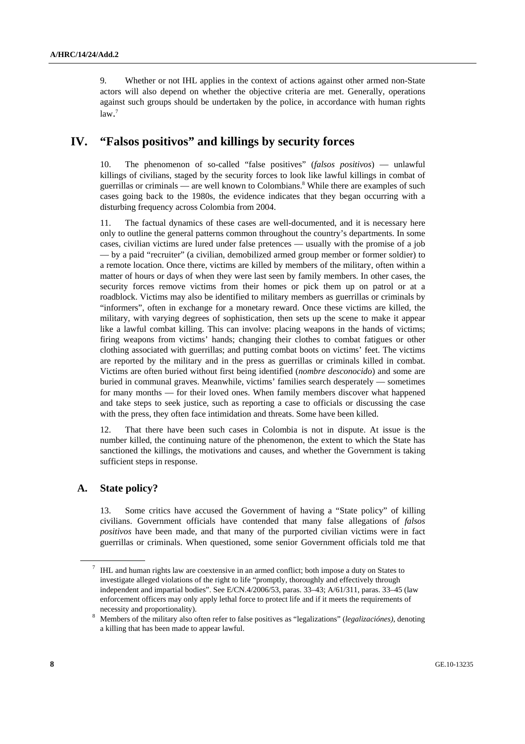9. Whether or not IHL applies in the context of actions against other armed non-State actors will also depend on whether the objective criteria are met. Generally, operations against such groups should be undertaken by the police, in accordance with human rights law.[7]

# IV. "Falsos positivos" and killings by security forces

10. The phenomenon of so-called "false positives" (*falsos positivos*) — unlawful killings of civilians, staged by the security forces to look like lawful killings in combat of guerrillas or criminals — are well known to Colombians.[8] While there are examples of such cases going back to the 1980s, the evidence indicates that they began occurring with a disturbing frequency across Colombia from 2004.

11. The factual dynamics of these cases are well-documented, and it is necessary here only to outline the general patterns common throughout the country's departments. In some cases, civilian victims are lured under false pretences — usually with the promise of a job — by a paid "recruiter" (a civilian, demobilized armed group member or former soldier) to a remote location. Once there, victims are killed by members of the military, often within a matter of hours or days of when they were last seen by family members. In other cases, the security forces remove victims from their homes or pick them up on patrol or at a roadblock. Victims may also be identified to military members as guerrillas or criminals by "informers", often in exchange for a monetary reward. Once these victims are killed, the military, with varying degrees of sophistication, then sets up the scene to make it appear like a lawful combat killing. This can involve: placing weapons in the hands of victims; firing weapons from victims' hands; changing their clothes to combat fatigues or other clothing associated with guerrillas; and putting combat boots on victims' feet. The victims are reported by the military and in the press as guerrillas or criminals killed in combat. Victims are often buried without first being identified (*nombre desconocido*) and some are buried in communal graves. Meanwhile, victims' families search desperately — sometimes for many months — for their loved ones. When family members discover what happened and take steps to seek justice, such as reporting a case to officials or discussing the case with the press, they often face intimidation and threats. Some have been killed.

12. That there have been such cases in Colombia is not in dispute. At issue is the number killed, the continuing nature of the phenomenon, the extent to which the State has sanctioned the killings, the motivations and causes, and whether the Government is taking sufficient steps in response.

## A. State policy?

13. Some critics have accused the Government of having a "State policy" of killing civilians. Government officials have contended that many false allegations of *falsos positivos* have been made, and that many of the purported civilian victims were in fact guerrillas or criminals. When questioned, some senior Government officials told me that

---

[7] IHL and human rights law are coextensive in an armed conflict; both impose a duty on States to investigate alleged violations of the right to life "promptly, thoroughly and effectively through independent and impartial bodies". See E/CN.4/2006/53, paras. 33–43; A/61/311, paras. 33–45 (law enforcement officers may only apply lethal force to protect life and if it meets the requirements of necessity and proportionality).

[8] Members of the military also often refer to false positives as "legalizations" (*legalizaciónes)*, denoting a killing that has been made to appear lawful.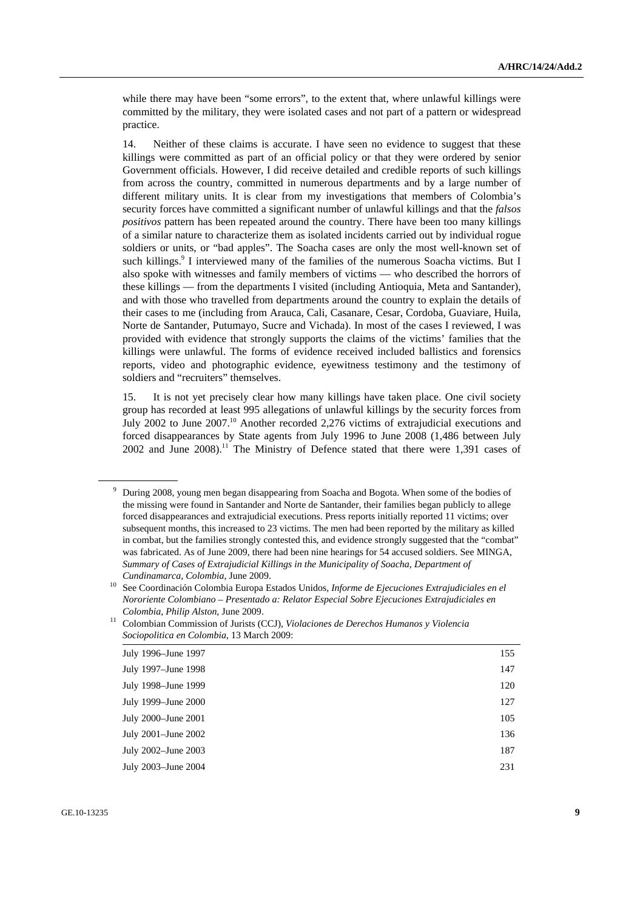while there may have been "some errors", to the extent that, where unlawful killings were committed by the military, they were isolated cases and not part of a pattern or widespread practice.

14. Neither of these claims is accurate. I have seen no evidence to suggest that these killings were committed as part of an official policy or that they were ordered by senior Government officials. However, I did receive detailed and credible reports of such killings from across the country, committed in numerous departments and by a large number of different military units. It is clear from my investigations that members of Colombia's security forces have committed a significant number of unlawful killings and that the *falsos positivos* pattern has been repeated around the country. There have been too many killings of a similar nature to characterize them as isolated incidents carried out by individual rogue soldiers or units, or "bad apples". The Soacha cases are only the most well-known set of such killings.[9] I interviewed many of the families of the numerous Soacha victims. But I also spoke with witnesses and family members of victims — who described the horrors of these killings — from the departments I visited (including Antioquia, Meta and Santander), and with those who travelled from departments around the country to explain the details of their cases to me (including from Arauca, Cali, Casanare, Cesar, Cordoba, Guaviare, Huila, Norte de Santander, Putumayo, Sucre and Vichada). In most of the cases I reviewed, I was provided with evidence that strongly supports the claims of the victims' families that the killings were unlawful. The forms of evidence received included ballistics and forensics reports, video and photographic evidence, eyewitness testimony and the testimony of soldiers and "recruiters" themselves.

15. It is not yet precisely clear how many killings have taken place. One civil society group has recorded at least 995 allegations of unlawful killings by the security forces from July 2002 to June 2007.[10] Another recorded 2,276 victims of extrajudicial executions and forced disappearances by State agents from July 1996 to June 2008 (1,486 between July 2002 and June 2008).[11] The Ministry of Defence stated that there were 1,391 cases of

---

[9] During 2008, young men began disappearing from Soacha and Bogota. When some of the bodies of the missing were found in Santander and Norte de Santander, their families began publicly to allege forced disappearances and extrajudicial executions. Press reports initially reported 11 victims; over subsequent months, this increased to 23 victims. The men had been reported by the military as killed in combat, but the families strongly contested this, and evidence strongly suggested that the "combat" was fabricated. As of June 2009, there had been nine hearings for 54 accused soldiers. See MINGA, *Summary of Cases of Extrajudicial Killings in the Municipality of Soacha, Department of Cundinamarca, Colombia*, June 2009.

[10] See Coordinación Colombia Europa Estados Unidos, *Informe de Ejecuciones Extrajudiciales en el Nororiente Colombiano – Presentado a: Relator Especial Sobre Ejecuciones Extrajudiciales en Colombia, Philip Alston*, June 2009.

[11] Colombian Commission of Jurists (CCJ), *Violaciones de Derechos Humanos y Violencia Sociopolitica en Colombia*, 13 March 2009:

| | |
|---|---|
| July 1996–June 1997 | 155 |
| July 1997–June 1998 | 147 |
| July 1998–June 1999 | 120 |
| July 1999–June 2000 | 127 |
| July 2000–June 2001 | 105 |
| July 2001–June 2002 | 136 |
| July 2002–June 2003 | 187 |
| July 2003–June 2004 | 231 |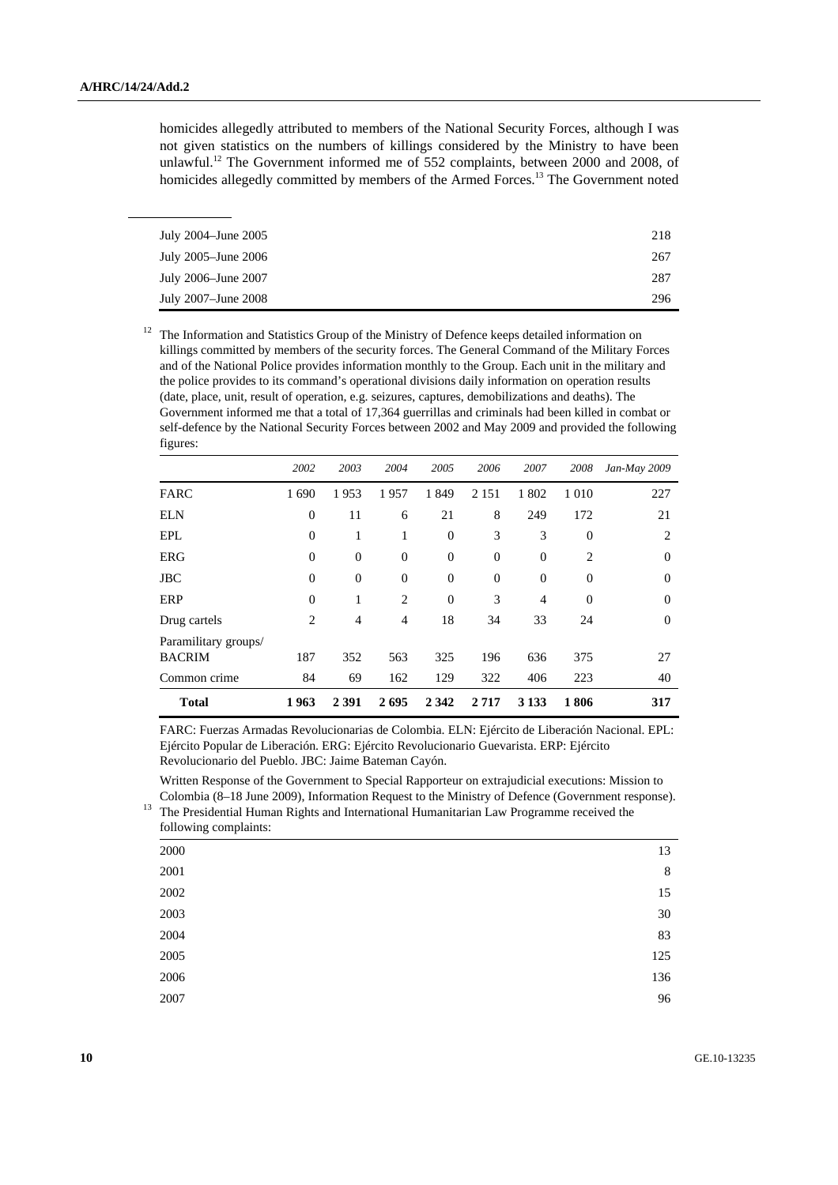homicides allegedly attributed to members of the National Security Forces, although I was not given statistics on the numbers of killings considered by the Ministry to have been unlawful.[12] The Government informed me of 552 complaints, between 2000 and 2008, of homicides allegedly committed by members of the Armed Forces.[13] The Government noted

---

| | |
|---|---|
| July 2004–June 2005 | 218 |
| July 2005–June 2006 | 267 |
| July 2006–June 2007 | 287 |
| July 2007–June 2008 | 296 |

[12] The Information and Statistics Group of the Ministry of Defence keeps detailed information on killings committed by members of the security forces. The General Command of the Military Forces and of the National Police provides information monthly to the Group. Each unit in the military and the police provides to its command's operational divisions daily information on operation results (date, place, unit, result of operation, e.g. seizures, captures, demobilizations and deaths). The Government informed me that a total of 17,364 guerrillas and criminals had been killed in combat or self-defence by the National Security Forces between 2002 and May 2009 and provided the following figures:

| | *2002* | *2003* | *2004* | *2005* | *2006* | *2007* | *2008* | *Jan-May 2009* |
|---|---|---|---|---|---|---|---|---|
| FARC | 1 690 | 1 953 | 1 957 | 1 849 | 2 151 | 1 802 | 1 010 | 227 |
| ELN | 0 | 11 | 6 | 21 | 8 | 249 | 172 | 21 |
| EPL | 0 | 1 | 1 | 0 | 3 | 3 | 0 | 2 |
| ERG | 0 | 0 | 0 | 0 | 0 | 0 | 2 | 0 |
| JBC | 0 | 0 | 0 | 0 | 0 | 0 | 0 | 0 |
| ERP | 0 | 1 | 2 | 0 | 3 | 4 | 0 | 0 |
| Drug cartels | 2 | 4 | 4 | 18 | 34 | 33 | 24 | 0 |
| Paramilitary groups/ BACRIM | 187 | 352 | 563 | 325 | 196 | 636 | 375 | 27 |
| Common crime | 84 | 69 | 162 | 129 | 322 | 406 | 223 | 40 |
| **Total** | **1 963** | **2 391** | **2 695** | **2 342** | **2 717** | **3 133** | **1 806** | **317** |

FARC: Fuerzas Armadas Revolucionarias de Colombia. ELN: Ejército de Liberación Nacional. EPL: Ejército Popular de Liberación. ERG: Ejército Revolucionario Guevarista. ERP: Ejército Revolucionario del Pueblo. JBC: Jaime Bateman Cayón.

Written Response of the Government to Special Rapporteur on extrajudicial executions: Mission to Colombia (8–18 June 2009), Information Request to the Ministry of Defence (Government response).

[13] The Presidential Human Rights and International Humanitarian Law Programme received the following complaints:

| | |
|---|---|
| 2000 | 13 |
| 2001 | 8 |
| 2002 | 15 |
| 2003 | 30 |
| 2004 | 83 |
| 2005 | 125 |
| 2006 | 136 |
| 2007 | 96 |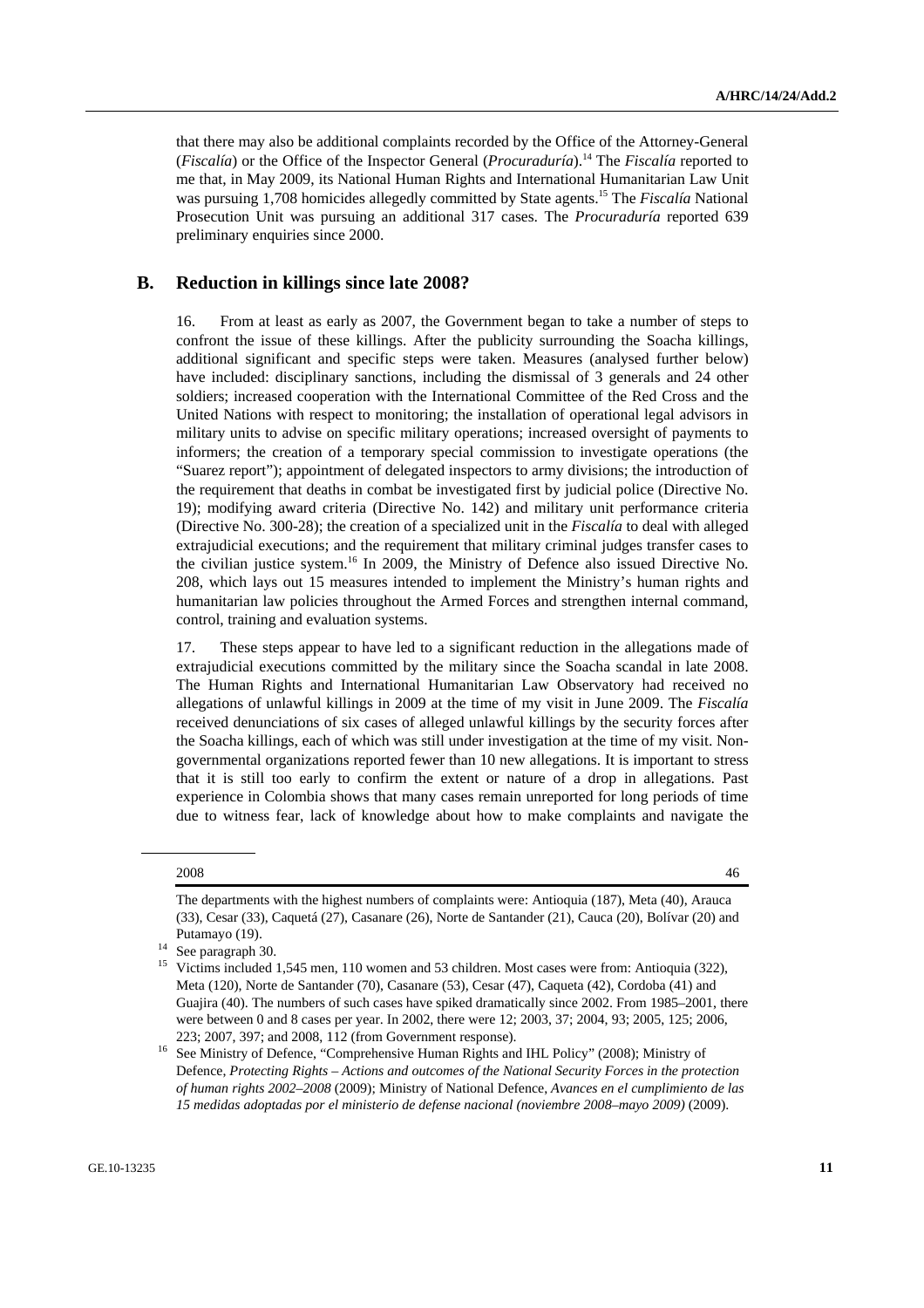that there may also be additional complaints recorded by the Office of the Attorney-General (*Fiscalía*) or the Office of the Inspector General (*Procuraduría*).[14] The *Fiscalía* reported to me that, in May 2009, its National Human Rights and International Humanitarian Law Unit was pursuing 1,708 homicides allegedly committed by State agents.[15] The *Fiscalía* National Prosecution Unit was pursuing an additional 317 cases. The *Procuraduría* reported 639 preliminary enquiries since 2000.

## B. Reduction in killings since late 2008?

16. From at least as early as 2007, the Government began to take a number of steps to confront the issue of these killings. After the publicity surrounding the Soacha killings, additional significant and specific steps were taken. Measures (analysed further below) have included: disciplinary sanctions, including the dismissal of 3 generals and 24 other soldiers; increased cooperation with the International Committee of the Red Cross and the United Nations with respect to monitoring; the installation of operational legal advisors in military units to advise on specific military operations; increased oversight of payments to informers; the creation of a temporary special commission to investigate operations (the "Suarez report"); appointment of delegated inspectors to army divisions; the introduction of the requirement that deaths in combat be investigated first by judicial police (Directive No. 19); modifying award criteria (Directive No. 142) and military unit performance criteria (Directive No. 300-28); the creation of a specialized unit in the *Fiscalía* to deal with alleged extrajudicial executions; and the requirement that military criminal judges transfer cases to the civilian justice system.[16] In 2009, the Ministry of Defence also issued Directive No. 208, which lays out 15 measures intended to implement the Ministry's human rights and humanitarian law policies throughout the Armed Forces and strengthen internal command, control, training and evaluation systems.

17. These steps appear to have led to a significant reduction in the allegations made of extrajudicial executions committed by the military since the Soacha scandal in late 2008. The Human Rights and International Humanitarian Law Observatory had received no allegations of unlawful killings in 2009 at the time of my visit in June 2009. The *Fiscalía* received denunciations of six cases of alleged unlawful killings by the security forces after the Soacha killings, each of which was still under investigation at the time of my visit. Non-governmental organizations reported fewer than 10 new allegations. It is important to stress that it is still too early to confirm the extent or nature of a drop in allegations. Past experience in Colombia shows that many cases remain unreported for long periods of time due to witness fear, lack of knowledge about how to make complaints and navigate the

---

| 2008 | 46 |
|---|---|

The departments with the highest numbers of complaints were: Antioquia (187), Meta (40), Arauca (33), Cesar (33), Caquetá (27), Casanare (26), Norte de Santander (21), Cauca (20), Bolívar (20) and Putamayo (19).

[14] See paragraph 30.

[15] Victims included 1,545 men, 110 women and 53 children. Most cases were from: Antioquia (322), Meta (120), Norte de Santander (70), Casanare (53), Cesar (47), Caqueta (42), Cordoba (41) and Guajira (40). The numbers of such cases have spiked dramatically since 2002. From 1985–2001, there were between 0 and 8 cases per year. In 2002, there were 12; 2003, 37; 2004, 93; 2005, 125; 2006, 223; 2007, 397; and 2008, 112 (from Government response).

[16] See Ministry of Defence, "Comprehensive Human Rights and IHL Policy" (2008); Ministry of Defence, *Protecting Rights – Actions and outcomes of the National Security Forces in the protection of human rights 2002–2008* (2009); Ministry of National Defence, *Avances en el cumplimiento de las 15 medidas adoptadas por el ministerio de defense nacional (noviembre 2008–mayo 2009)* (2009).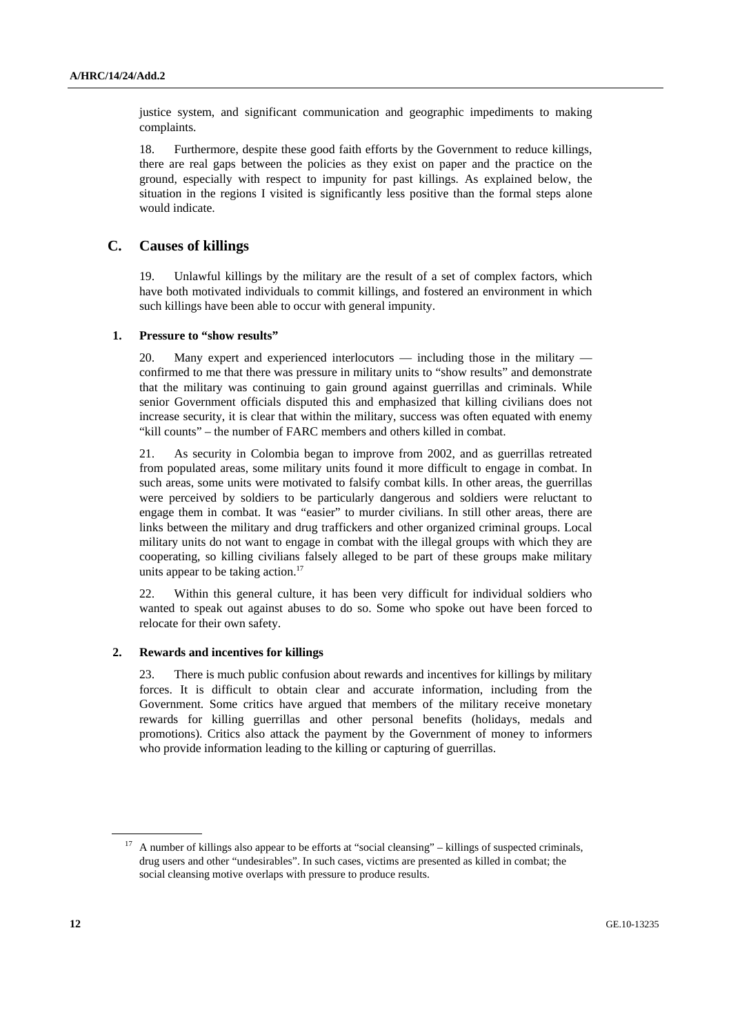justice system, and significant communication and geographic impediments to making complaints.

18. Furthermore, despite these good faith efforts by the Government to reduce killings, there are real gaps between the policies as they exist on paper and the practice on the ground, especially with respect to impunity for past killings. As explained below, the situation in the regions I visited is significantly less positive than the formal steps alone would indicate.

## C. Causes of killings

19. Unlawful killings by the military are the result of a set of complex factors, which have both motivated individuals to commit killings, and fostered an environment in which such killings have been able to occur with general impunity.

### 1. Pressure to "show results"

20. Many expert and experienced interlocutors — including those in the military — confirmed to me that there was pressure in military units to "show results" and demonstrate that the military was continuing to gain ground against guerrillas and criminals. While senior Government officials disputed this and emphasized that killing civilians does not increase security, it is clear that within the military, success was often equated with enemy "kill counts" – the number of FARC members and others killed in combat.

21. As security in Colombia began to improve from 2002, and as guerrillas retreated from populated areas, some military units found it more difficult to engage in combat. In such areas, some units were motivated to falsify combat kills. In other areas, the guerrillas were perceived by soldiers to be particularly dangerous and soldiers were reluctant to engage them in combat. It was "easier" to murder civilians. In still other areas, there are links between the military and drug traffickers and other organized criminal groups. Local military units do not want to engage in combat with the illegal groups with which they are cooperating, so killing civilians falsely alleged to be part of these groups make military units appear to be taking action.[17]

22. Within this general culture, it has been very difficult for individual soldiers who wanted to speak out against abuses to do so. Some who spoke out have been forced to relocate for their own safety.

### 2. Rewards and incentives for killings

23. There is much public confusion about rewards and incentives for killings by military forces. It is difficult to obtain clear and accurate information, including from the Government. Some critics have argued that members of the military receive monetary rewards for killing guerrillas and other personal benefits (holidays, medals and promotions). Critics also attack the payment by the Government of money to informers who provide information leading to the killing or capturing of guerrillas.

---

[17] A number of killings also appear to be efforts at "social cleansing" – killings of suspected criminals, drug users and other "undesirables". In such cases, victims are presented as killed in combat; the social cleansing motive overlaps with pressure to produce results.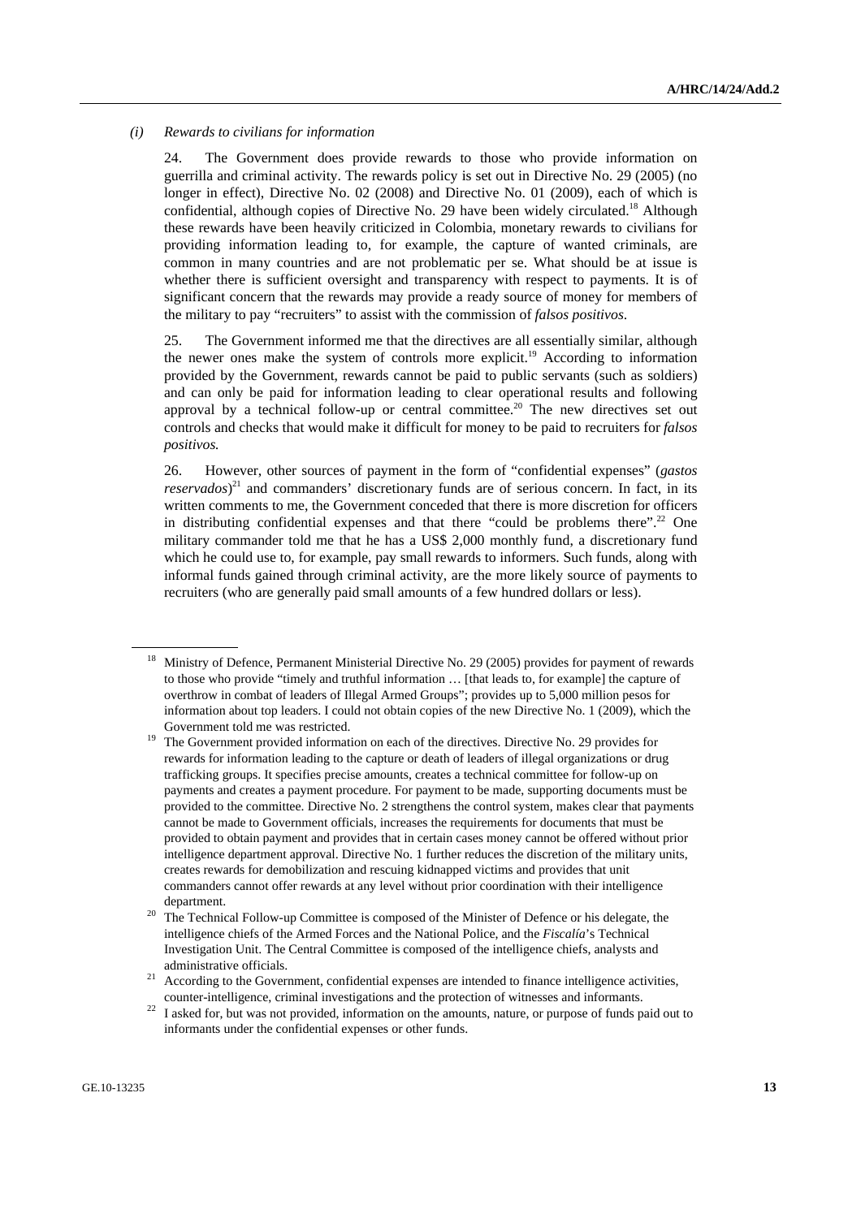### *(i) Rewards to civilians for information*

24. The Government does provide rewards to those who provide information on guerrilla and criminal activity. The rewards policy is set out in Directive No. 29 (2005) (no longer in effect), Directive No. 02 (2008) and Directive No. 01 (2009), each of which is confidential, although copies of Directive No. 29 have been widely circulated.[18] Although these rewards have been heavily criticized in Colombia, monetary rewards to civilians for providing information leading to, for example, the capture of wanted criminals, are common in many countries and are not problematic per se. What should be at issue is whether there is sufficient oversight and transparency with respect to payments. It is of significant concern that the rewards may provide a ready source of money for members of the military to pay "recruiters" to assist with the commission of *falsos positivos*.

25. The Government informed me that the directives are all essentially similar, although the newer ones make the system of controls more explicit.[19] According to information provided by the Government, rewards cannot be paid to public servants (such as soldiers) and can only be paid for information leading to clear operational results and following approval by a technical follow-up or central committee.[20] The new directives set out controls and checks that would make it difficult for money to be paid to recruiters for *falsos positivos.*

26. However, other sources of payment in the form of "confidential expenses" (*gastos reservados*)[21] and commanders' discretionary funds are of serious concern. In fact, in its written comments to me, the Government conceded that there is more discretion for officers in distributing confidential expenses and that there "could be problems there".[22] One military commander told me that he has a US$ 2,000 monthly fund, a discretionary fund which he could use to, for example, pay small rewards to informers. Such funds, along with informal funds gained through criminal activity, are the more likely source of payments to recruiters (who are generally paid small amounts of a few hundred dollars or less).

---

[18] Ministry of Defence, Permanent Ministerial Directive No. 29 (2005) provides for payment of rewards to those who provide "timely and truthful information … [that leads to, for example] the capture of overthrow in combat of leaders of Illegal Armed Groups"; provides up to 5,000 million pesos for information about top leaders. I could not obtain copies of the new Directive No. 1 (2009), which the Government told me was restricted.

[19] The Government provided information on each of the directives. Directive No. 29 provides for rewards for information leading to the capture or death of leaders of illegal organizations or drug trafficking groups. It specifies precise amounts, creates a technical committee for follow-up on payments and creates a payment procedure. For payment to be made, supporting documents must be provided to the committee. Directive No. 2 strengthens the control system, makes clear that payments cannot be made to Government officials, increases the requirements for documents that must be provided to obtain payment and provides that in certain cases money cannot be offered without prior intelligence department approval. Directive No. 1 further reduces the discretion of the military units, creates rewards for demobilization and rescuing kidnapped victims and provides that unit commanders cannot offer rewards at any level without prior coordination with their intelligence department.

[20] The Technical Follow-up Committee is composed of the Minister of Defence or his delegate, the intelligence chiefs of the Armed Forces and the National Police, and the *Fiscalía*'s Technical Investigation Unit. The Central Committee is composed of the intelligence chiefs, analysts and administrative officials.

[21] According to the Government, confidential expenses are intended to finance intelligence activities, counter-intelligence, criminal investigations and the protection of witnesses and informants.

[22] I asked for, but was not provided, information on the amounts, nature, or purpose of funds paid out to informants under the confidential expenses or other funds.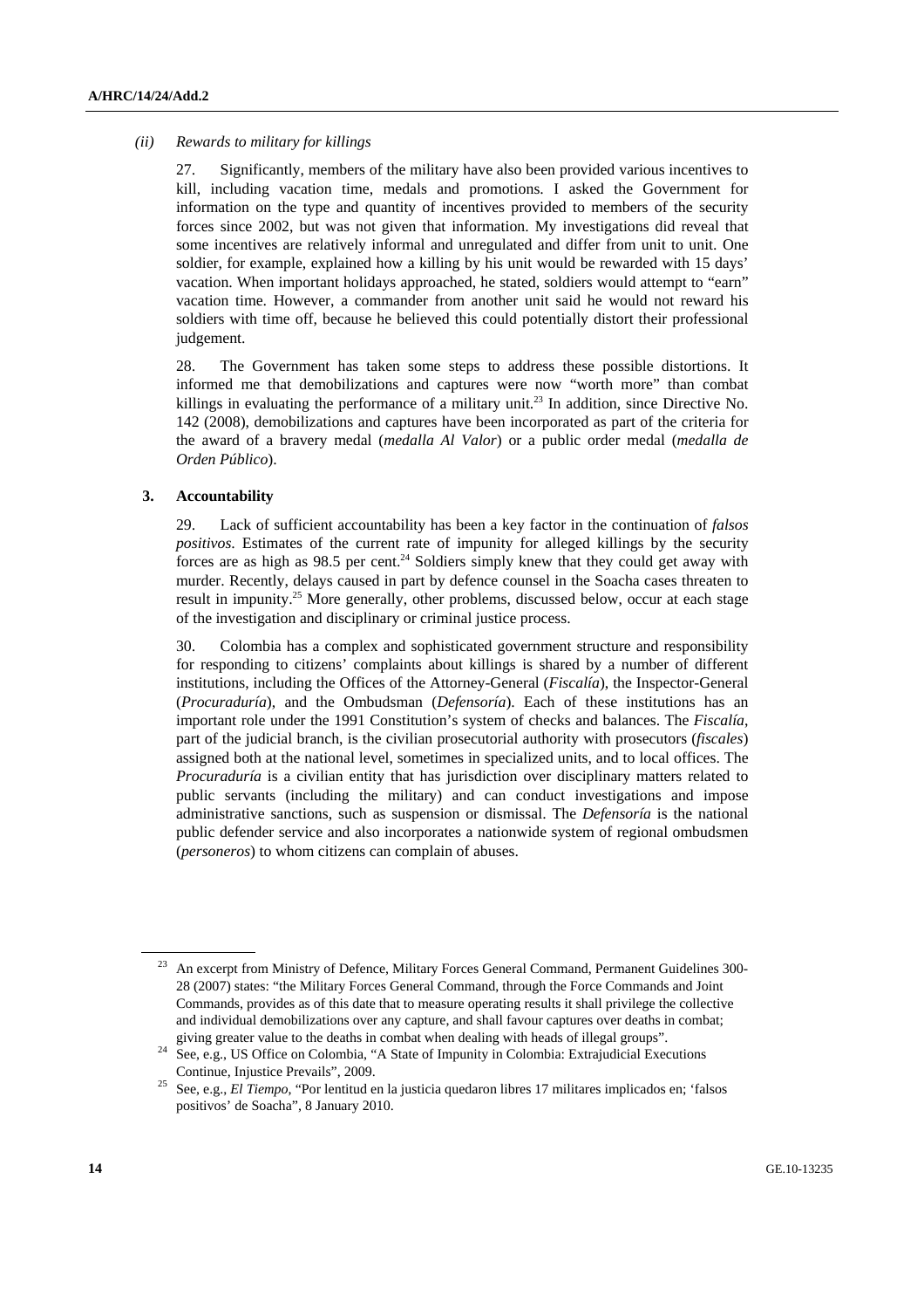*(ii) Rewards to military for killings*

27. Significantly, members of the military have also been provided various incentives to kill, including vacation time, medals and promotions. I asked the Government for information on the type and quantity of incentives provided to members of the security forces since 2002, but was not given that information. My investigations did reveal that some incentives are relatively informal and unregulated and differ from unit to unit. One soldier, for example, explained how a killing by his unit would be rewarded with 15 days' vacation. When important holidays approached, he stated, soldiers would attempt to "earn" vacation time. However, a commander from another unit said he would not reward his soldiers with time off, because he believed this could potentially distort their professional judgement.

28. The Government has taken some steps to address these possible distortions. It informed me that demobilizations and captures were now "worth more" than combat killings in evaluating the performance of a military unit.[23] In addition, since Directive No. 142 (2008), demobilizations and captures have been incorporated as part of the criteria for the award of a bravery medal (*medalla Al Valor*) or a public order medal (*medalla de Orden Público*).

### 3. Accountability

29. Lack of sufficient accountability has been a key factor in the continuation of *falsos positivos*. Estimates of the current rate of impunity for alleged killings by the security forces are as high as 98.5 per cent.[24] Soldiers simply knew that they could get away with murder. Recently, delays caused in part by defence counsel in the Soacha cases threaten to result in impunity.[25] More generally, other problems, discussed below, occur at each stage of the investigation and disciplinary or criminal justice process.

30. Colombia has a complex and sophisticated government structure and responsibility for responding to citizens' complaints about killings is shared by a number of different institutions, including the Offices of the Attorney-General (*Fiscalía*), the Inspector-General (*Procuraduría*), and the Ombudsman (*Defensoría*). Each of these institutions has an important role under the 1991 Constitution's system of checks and balances. The *Fiscalía*, part of the judicial branch, is the civilian prosecutorial authority with prosecutors (*fiscales*) assigned both at the national level, sometimes in specialized units, and to local offices. The *Procuraduría* is a civilian entity that has jurisdiction over disciplinary matters related to public servants (including the military) and can conduct investigations and impose administrative sanctions, such as suspension or dismissal. The *Defensoría* is the national public defender service and also incorporates a nationwide system of regional ombudsmen (*personeros*) to whom citizens can complain of abuses.

---

[23] An excerpt from Ministry of Defence, Military Forces General Command, Permanent Guidelines 300-28 (2007) states: "the Military Forces General Command, through the Force Commands and Joint Commands, provides as of this date that to measure operating results it shall privilege the collective and individual demobilizations over any capture, and shall favour captures over deaths in combat; giving greater value to the deaths in combat when dealing with heads of illegal groups".

[24] See, e.g., US Office on Colombia, "A State of Impunity in Colombia: Extrajudicial Executions Continue, Injustice Prevails", 2009.

[25] See, e.g., *El Tiempo*, "Por lentitud en la justicia quedaron libres 17 militares implicados en; 'falsos positivos' de Soacha", 8 January 2010.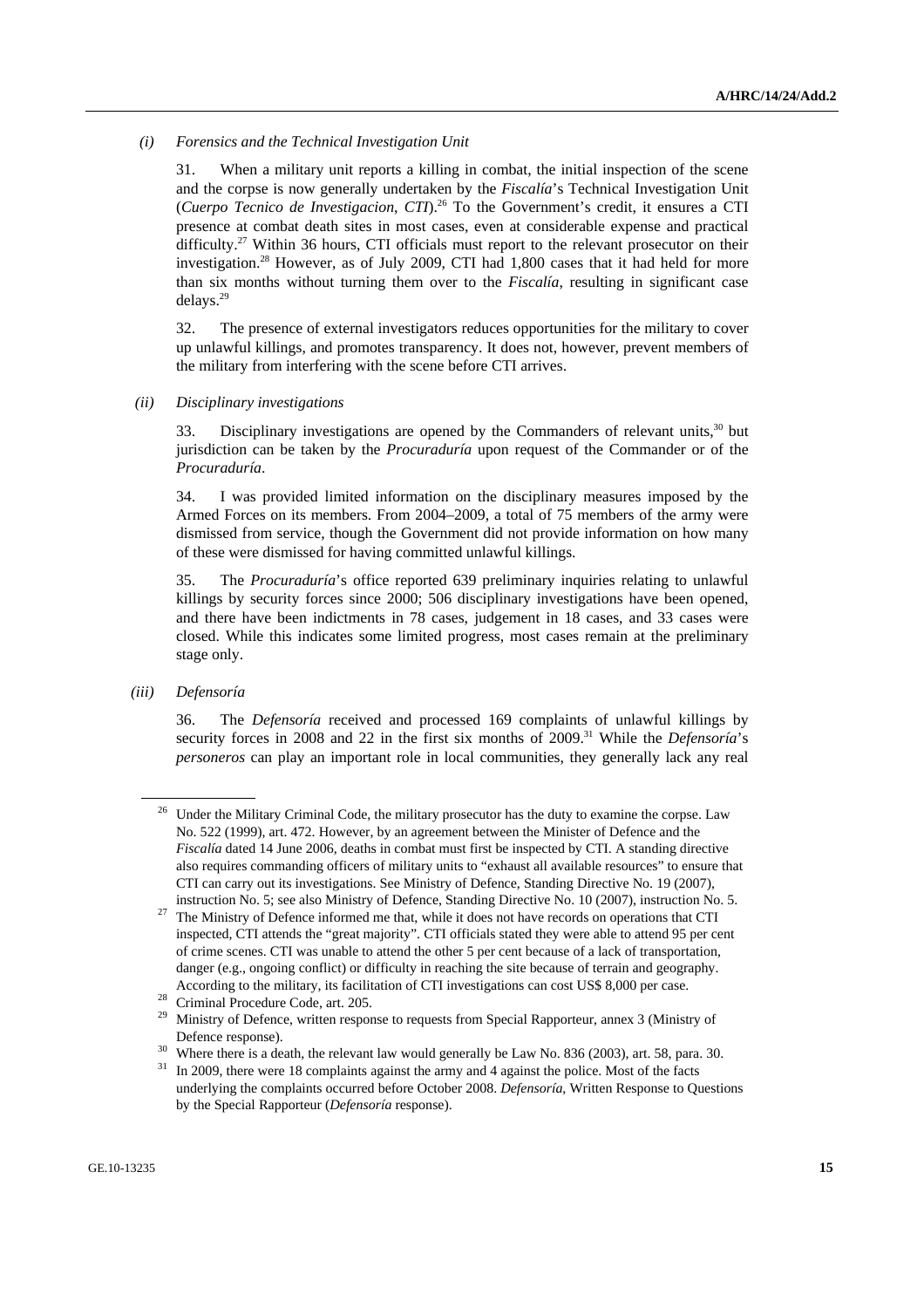### *(i) Forensics and the Technical Investigation Unit*

31. When a military unit reports a killing in combat, the initial inspection of the scene and the corpse is now generally undertaken by the *Fiscalía*'s Technical Investigation Unit (*Cuerpo Tecnico de Investigacion*, *CTI*).[26] To the Government's credit, it ensures a CTI presence at combat death sites in most cases, even at considerable expense and practical difficulty.[27] Within 36 hours, CTI officials must report to the relevant prosecutor on their investigation.[28] However, as of July 2009, CTI had 1,800 cases that it had held for more than six months without turning them over to the *Fiscalía*, resulting in significant case delays.[29]

32. The presence of external investigators reduces opportunities for the military to cover up unlawful killings, and promotes transparency. It does not, however, prevent members of the military from interfering with the scene before CTI arrives.

### *(ii) Disciplinary investigations*

33. Disciplinary investigations are opened by the Commanders of relevant units,[30] but jurisdiction can be taken by the *Procuraduría* upon request of the Commander or of the *Procuraduría*.

34. I was provided limited information on the disciplinary measures imposed by the Armed Forces on its members. From 2004–2009, a total of 75 members of the army were dismissed from service, though the Government did not provide information on how many of these were dismissed for having committed unlawful killings.

35. The *Procuraduría*'s office reported 639 preliminary inquiries relating to unlawful killings by security forces since 2000; 506 disciplinary investigations have been opened, and there have been indictments in 78 cases, judgement in 18 cases, and 33 cases were closed. While this indicates some limited progress, most cases remain at the preliminary stage only.

### *(iii) Defensoría*

36. The *Defensoría* received and processed 169 complaints of unlawful killings by security forces in 2008 and 22 in the first six months of 2009.[31] While the *Defensoría*'s *personeros* can play an important role in local communities, they generally lack any real

---

[26] Under the Military Criminal Code, the military prosecutor has the duty to examine the corpse. Law No. 522 (1999), art. 472. However, by an agreement between the Minister of Defence and the *Fiscalía* dated 14 June 2006, deaths in combat must first be inspected by CTI. A standing directive also requires commanding officers of military units to "exhaust all available resources" to ensure that CTI can carry out its investigations. See Ministry of Defence, Standing Directive No. 19 (2007), instruction No. 5; see also Ministry of Defence, Standing Directive No. 10 (2007), instruction No. 5.

[27] The Ministry of Defence informed me that, while it does not have records on operations that CTI inspected, CTI attends the "great majority". CTI officials stated they were able to attend 95 per cent of crime scenes. CTI was unable to attend the other 5 per cent because of a lack of transportation, danger (e.g., ongoing conflict) or difficulty in reaching the site because of terrain and geography. According to the military, its facilitation of CTI investigations can cost US$ 8,000 per case.

[28] Criminal Procedure Code, art. 205.

[29] Ministry of Defence, written response to requests from Special Rapporteur, annex 3 (Ministry of Defence response).

[30] Where there is a death, the relevant law would generally be Law No. 836 (2003), art. 58, para. 30.

[31] In 2009, there were 18 complaints against the army and 4 against the police. Most of the facts underlying the complaints occurred before October 2008. *Defensoría*, Written Response to Questions by the Special Rapporteur (*Defensoría* response).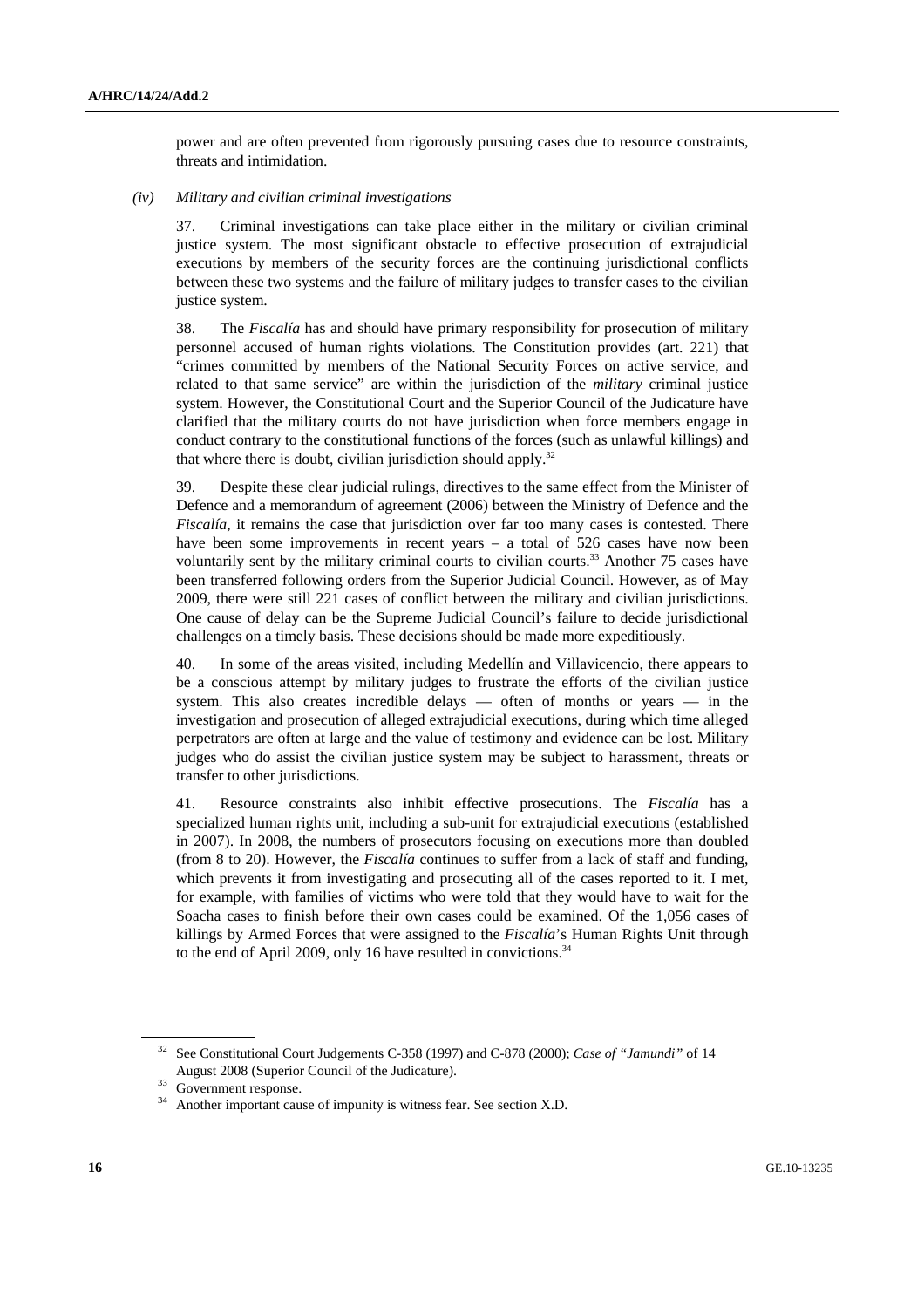power and are often prevented from rigorously pursuing cases due to resource constraints, threats and intimidation.

*(iv) Military and civilian criminal investigations*

37. Criminal investigations can take place either in the military or civilian criminal justice system. The most significant obstacle to effective prosecution of extrajudicial executions by members of the security forces are the continuing jurisdictional conflicts between these two systems and the failure of military judges to transfer cases to the civilian justice system.

38. The *Fiscalía* has and should have primary responsibility for prosecution of military personnel accused of human rights violations. The Constitution provides (art. 221) that "crimes committed by members of the National Security Forces on active service, and related to that same service" are within the jurisdiction of the *military* criminal justice system. However, the Constitutional Court and the Superior Council of the Judicature have clarified that the military courts do not have jurisdiction when force members engage in conduct contrary to the constitutional functions of the forces (such as unlawful killings) and that where there is doubt, civilian jurisdiction should apply.[32]

39. Despite these clear judicial rulings, directives to the same effect from the Minister of Defence and a memorandum of agreement (2006) between the Ministry of Defence and the *Fiscalía*, it remains the case that jurisdiction over far too many cases is contested. There have been some improvements in recent years – a total of 526 cases have now been voluntarily sent by the military criminal courts to civilian courts.[33] Another 75 cases have been transferred following orders from the Superior Judicial Council. However, as of May 2009, there were still 221 cases of conflict between the military and civilian jurisdictions. One cause of delay can be the Supreme Judicial Council's failure to decide jurisdictional challenges on a timely basis. These decisions should be made more expeditiously.

40. In some of the areas visited, including Medellín and Villavicencio, there appears to be a conscious attempt by military judges to frustrate the efforts of the civilian justice system. This also creates incredible delays — often of months or years — in the investigation and prosecution of alleged extrajudicial executions, during which time alleged perpetrators are often at large and the value of testimony and evidence can be lost. Military judges who do assist the civilian justice system may be subject to harassment, threats or transfer to other jurisdictions.

41. Resource constraints also inhibit effective prosecutions. The *Fiscalía* has a specialized human rights unit, including a sub-unit for extrajudicial executions (established in 2007). In 2008, the numbers of prosecutors focusing on executions more than doubled (from 8 to 20). However, the *Fiscalía* continues to suffer from a lack of staff and funding, which prevents it from investigating and prosecuting all of the cases reported to it. I met, for example, with families of victims who were told that they would have to wait for the Soacha cases to finish before their own cases could be examined. Of the 1,056 cases of killings by Armed Forces that were assigned to the *Fiscalía*'s Human Rights Unit through to the end of April 2009, only 16 have resulted in convictions.[34]

---

[32] See Constitutional Court Judgements C-358 (1997) and C-878 (2000); *Case of "Jamundi"* of 14 August 2008 (Superior Council of the Judicature).

[33] Government response.

[34] Another important cause of impunity is witness fear. See section X.D.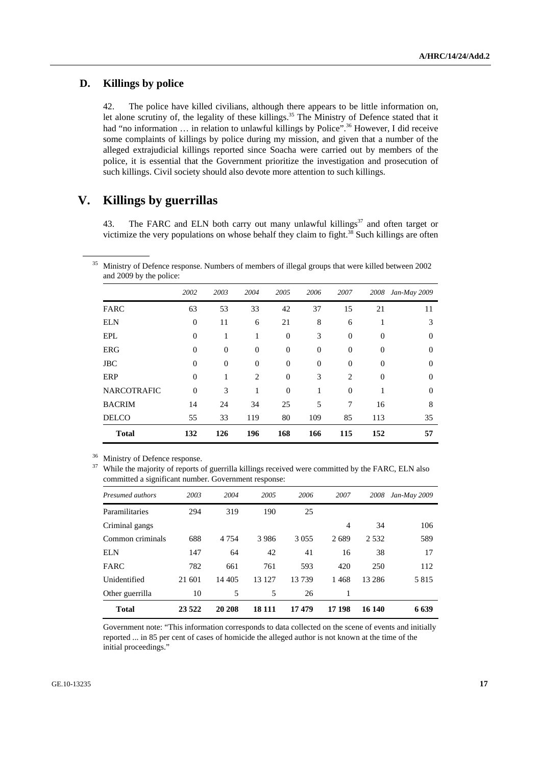### D. Killings by police

42. The police have killed civilians, although there appears to be little information on, let alone scrutiny of, the legality of these killings.[35] The Ministry of Defence stated that it had "no information … in relation to unlawful killings by Police".[36] However, I did receive some complaints of killings by police during my mission, and given that a number of the alleged extrajudicial killings reported since Soacha were carried out by members of the police, it is essential that the Government prioritize the investigation and prosecution of such killings. Civil society should also devote more attention to such killings.

## V. Killings by guerrillas

43. The FARC and ELN both carry out many unlawful killings[37] and often target or victimize the very populations on whose behalf they claim to fight.[38] Such killings are often

---

[35] Ministry of Defence response. Numbers of members of illegal groups that were killed between 2002 and 2009 by the police:

| | *2002* | *2003* | *2004* | *2005* | *2006* | *2007* | *2008* | *Jan-May 2009* |
|---|---|---|---|---|---|---|---|---|
| FARC | 63 | 53 | 33 | 42 | 37 | 15 | 21 | 11 |
| ELN | 0 | 11 | 6 | 21 | 8 | 6 | 1 | 3 |
| EPL | 0 | 1 | 1 | 0 | 3 | 0 | 0 | 0 |
| ERG | 0 | 0 | 0 | 0 | 0 | 0 | 0 | 0 |
| JBC | 0 | 0 | 0 | 0 | 0 | 0 | 0 | 0 |
| ERP | 0 | 1 | 2 | 0 | 3 | 2 | 0 | 0 |
| NARCOTRAFIC | 0 | 3 | 1 | 0 | 1 | 0 | 1 | 0 |
| BACRIM | 14 | 24 | 34 | 25 | 5 | 7 | 16 | 8 |
| DELCO | 55 | 33 | 119 | 80 | 109 | 85 | 113 | 35 |
| **Total** | **132** | **126** | **196** | **168** | **166** | **115** | **152** | **57** |

[36] Ministry of Defence response.

[37] While the majority of reports of guerrilla killings received were committed by the FARC, ELN also committed a significant number. Government response:

| *Presumed authors* | *2003* | *2004* | *2005* | *2006* | *2007* | *2008* | *Jan-May 2009* |
|---|---|---|---|---|---|---|---|
| Paramilitaries | 294 | 319 | 190 | 25 | | | |
| Criminal gangs | | | | | 4 | 34 | 106 |
| Common criminals | 688 | 4 754 | 3 986 | 3 055 | 2 689 | 2 532 | 589 |
| ELN | 147 | 64 | 42 | 41 | 16 | 38 | 17 |
| FARC | 782 | 661 | 761 | 593 | 420 | 250 | 112 |
| Unidentified | 21 601 | 14 405 | 13 127 | 13 739 | 1 468 | 13 286 | 5 815 |
| Other guerrilla | 10 | 5 | 5 | 26 | 1 | | |
| **Total** | **23 522** | **20 208** | **18 111** | **17 479** | **17 198** | **16 140** | **6 639** |

Government note: "This information corresponds to data collected on the scene of events and initially reported ... in 85 per cent of cases of homicide the alleged author is not known at the time of the initial proceedings."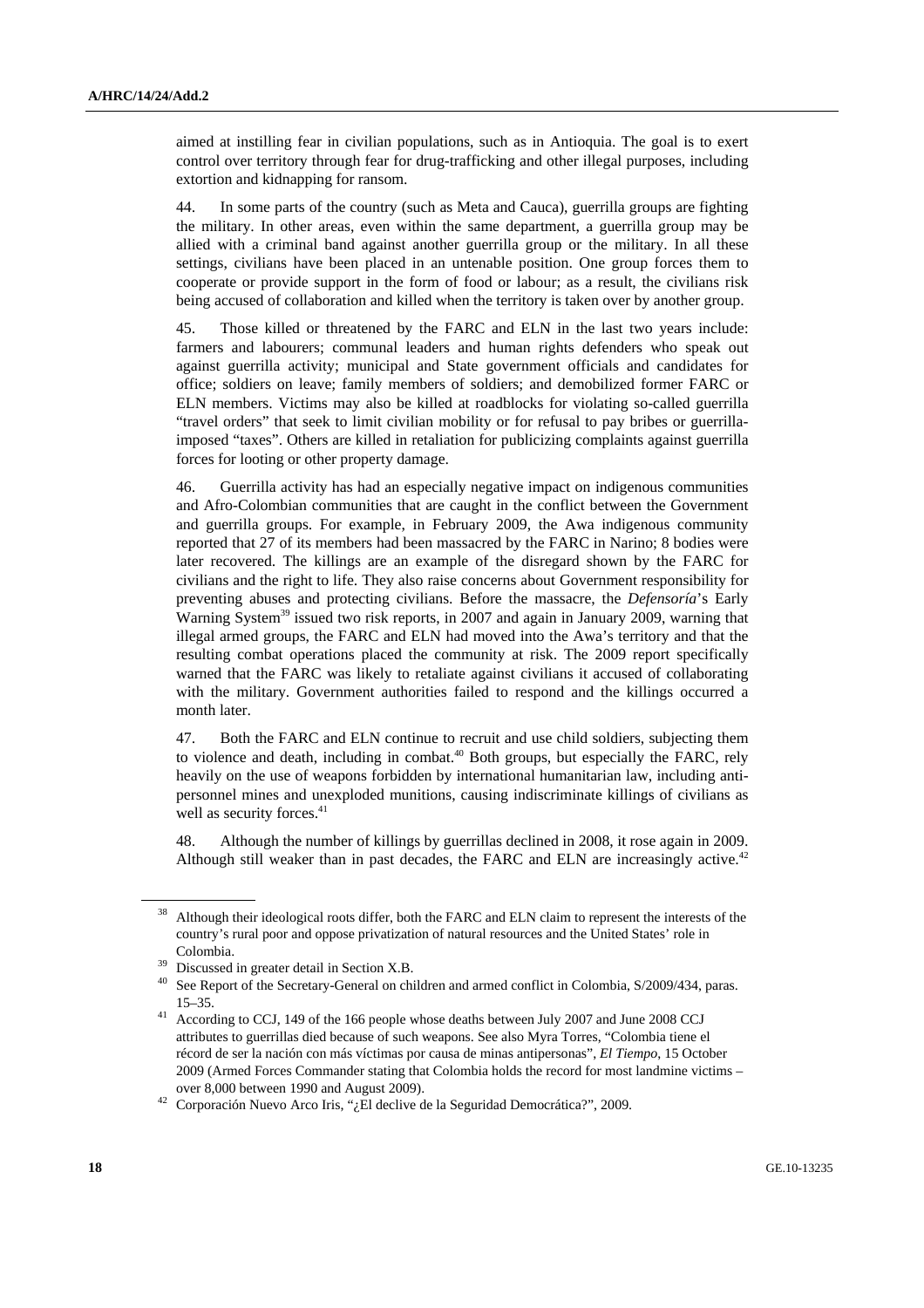aimed at instilling fear in civilian populations, such as in Antioquia. The goal is to exert control over territory through fear for drug-trafficking and other illegal purposes, including extortion and kidnapping for ransom.

44. In some parts of the country (such as Meta and Cauca), guerrilla groups are fighting the military. In other areas, even within the same department, a guerrilla group may be allied with a criminal band against another guerrilla group or the military. In all these settings, civilians have been placed in an untenable position. One group forces them to cooperate or provide support in the form of food or labour; as a result, the civilians risk being accused of collaboration and killed when the territory is taken over by another group.

45. Those killed or threatened by the FARC and ELN in the last two years include: farmers and labourers; communal leaders and human rights defenders who speak out against guerrilla activity; municipal and State government officials and candidates for office; soldiers on leave; family members of soldiers; and demobilized former FARC or ELN members. Victims may also be killed at roadblocks for violating so-called guerrilla "travel orders" that seek to limit civilian mobility or for refusal to pay bribes or guerrilla-imposed "taxes". Others are killed in retaliation for publicizing complaints against guerrilla forces for looting or other property damage.

46. Guerrilla activity has had an especially negative impact on indigenous communities and Afro-Colombian communities that are caught in the conflict between the Government and guerrilla groups. For example, in February 2009, the Awa indigenous community reported that 27 of its members had been massacred by the FARC in Narino; 8 bodies were later recovered. The killings are an example of the disregard shown by the FARC for civilians and the right to life. They also raise concerns about Government responsibility for preventing abuses and protecting civilians. Before the massacre, the *Defensoría*'s Early Warning System[39] issued two risk reports, in 2007 and again in January 2009, warning that illegal armed groups, the FARC and ELN had moved into the Awa's territory and that the resulting combat operations placed the community at risk. The 2009 report specifically warned that the FARC was likely to retaliate against civilians it accused of collaborating with the military. Government authorities failed to respond and the killings occurred a month later.

47. Both the FARC and ELN continue to recruit and use child soldiers, subjecting them to violence and death, including in combat.[40] Both groups, but especially the FARC, rely heavily on the use of weapons forbidden by international humanitarian law, including anti-personnel mines and unexploded munitions, causing indiscriminate killings of civilians as well as security forces.[41]

48. Although the number of killings by guerrillas declined in 2008, it rose again in 2009. Although still weaker than in past decades, the FARC and ELN are increasingly active.[42]

---

[38] Although their ideological roots differ, both the FARC and ELN claim to represent the interests of the country's rural poor and oppose privatization of natural resources and the United States' role in Colombia.

[39] Discussed in greater detail in Section X.B.

[40] See Report of the Secretary-General on children and armed conflict in Colombia, S/2009/434, paras. 15–35.

[41] According to CCJ, 149 of the 166 people whose deaths between July 2007 and June 2008 CCJ attributes to guerrillas died because of such weapons. See also Myra Torres, "Colombia tiene el récord de ser la nación con más víctimas por causa de minas antipersonas", *El Tiempo*, 15 October 2009 (Armed Forces Commander stating that Colombia holds the record for most landmine victims – over 8,000 between 1990 and August 2009).

[42] Corporación Nuevo Arco Iris, "¿El declive de la Seguridad Democrática?", 2009.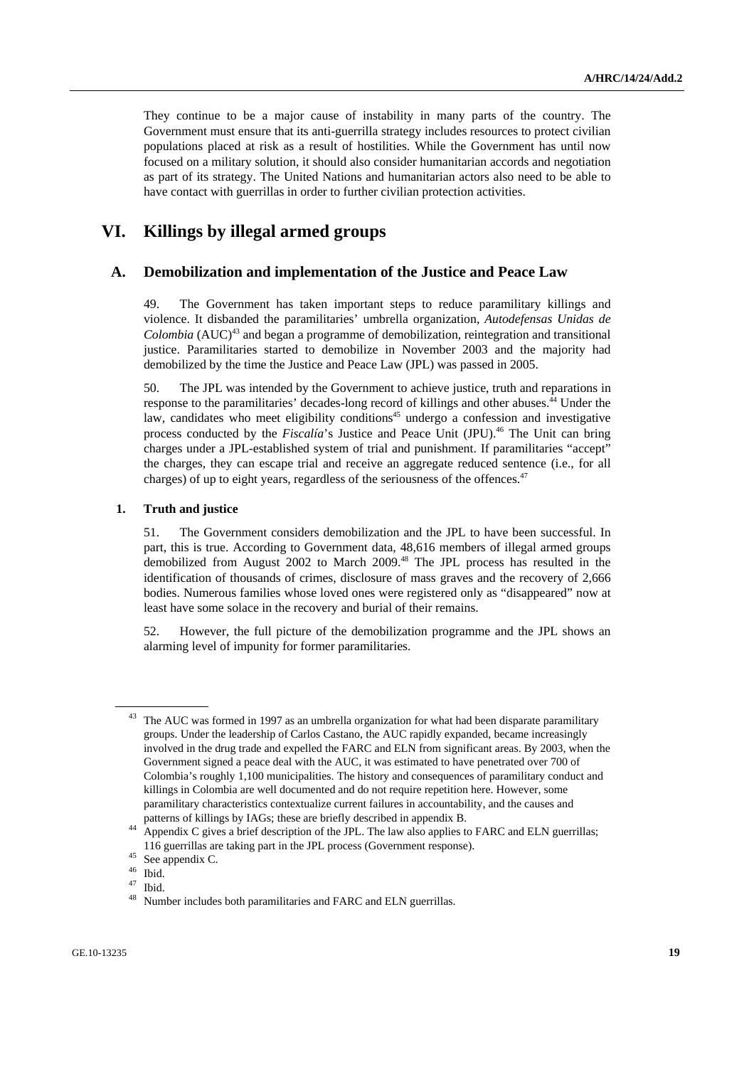They continue to be a major cause of instability in many parts of the country. The Government must ensure that its anti-guerrilla strategy includes resources to protect civilian populations placed at risk as a result of hostilities. While the Government has until now focused on a military solution, it should also consider humanitarian accords and negotiation as part of its strategy. The United Nations and humanitarian actors also need to be able to have contact with guerrillas in order to further civilian protection activities.

# VI. Killings by illegal armed groups

## A. Demobilization and implementation of the Justice and Peace Law

49. The Government has taken important steps to reduce paramilitary killings and violence. It disbanded the paramilitaries' umbrella organization, *Autodefensas Unidas de Colombia* (AUC)[43] and began a programme of demobilization, reintegration and transitional justice. Paramilitaries started to demobilize in November 2003 and the majority had demobilized by the time the Justice and Peace Law (JPL) was passed in 2005.

50. The JPL was intended by the Government to achieve justice, truth and reparations in response to the paramilitaries' decades-long record of killings and other abuses.[44] Under the law, candidates who meet eligibility conditions[45] undergo a confession and investigative process conducted by the *Fiscalía*'s Justice and Peace Unit (JPU).[46] The Unit can bring charges under a JPL-established system of trial and punishment. If paramilitaries "accept" the charges, they can escape trial and receive an aggregate reduced sentence (i.e., for all charges) of up to eight years, regardless of the seriousness of the offences.[47]

### 1. Truth and justice

51. The Government considers demobilization and the JPL to have been successful. In part, this is true. According to Government data, 48,616 members of illegal armed groups demobilized from August 2002 to March 2009.[48] The JPL process has resulted in the identification of thousands of crimes, disclosure of mass graves and the recovery of 2,666 bodies. Numerous families whose loved ones were registered only as "disappeared" now at least have some solace in the recovery and burial of their remains.

52. However, the full picture of the demobilization programme and the JPL shows an alarming level of impunity for former paramilitaries.

---

[43] The AUC was formed in 1997 as an umbrella organization for what had been disparate paramilitary groups. Under the leadership of Carlos Castano, the AUC rapidly expanded, became increasingly involved in the drug trade and expelled the FARC and ELN from significant areas. By 2003, when the Government signed a peace deal with the AUC, it was estimated to have penetrated over 700 of Colombia's roughly 1,100 municipalities. The history and consequences of paramilitary conduct and killings in Colombia are well documented and do not require repetition here. However, some paramilitary characteristics contextualize current failures in accountability, and the causes and patterns of killings by IAGs; these are briefly described in appendix B.

[44] Appendix C gives a brief description of the JPL. The law also applies to FARC and ELN guerrillas; 116 guerrillas are taking part in the JPL process (Government response).

[45] See appendix C.

[46] Ibid.

[47] Ibid.

[48] Number includes both paramilitaries and FARC and ELN guerrillas.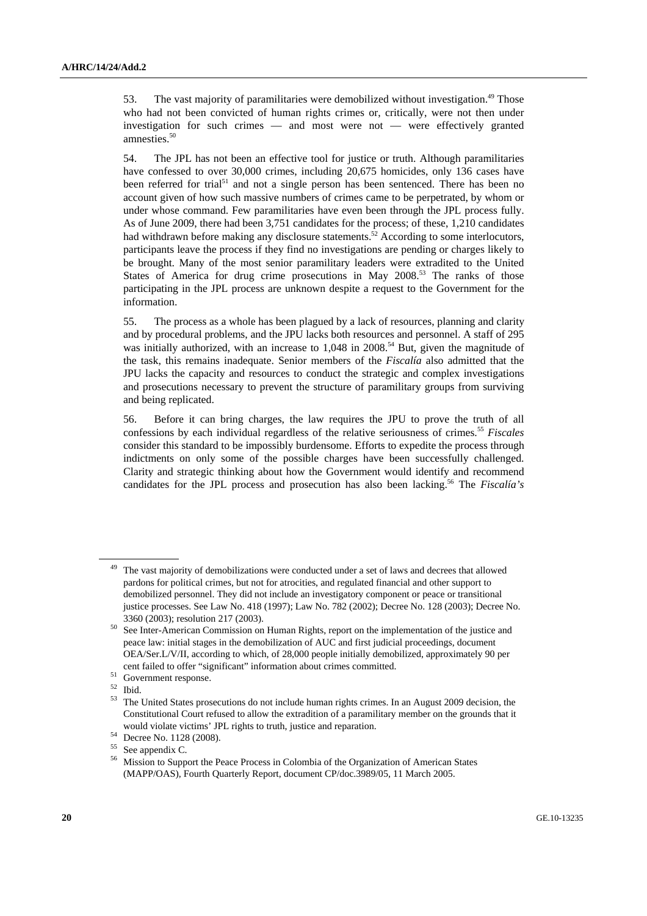53. The vast majority of paramilitaries were demobilized without investigation.[49] Those who had not been convicted of human rights crimes or, critically, were not then under investigation for such crimes — and most were not — were effectively granted amnesties.[50]

54. The JPL has not been an effective tool for justice or truth. Although paramilitaries have confessed to over 30,000 crimes, including 20,675 homicides, only 136 cases have been referred for trial[51] and not a single person has been sentenced. There has been no account given of how such massive numbers of crimes came to be perpetrated, by whom or under whose command. Few paramilitaries have even been through the JPL process fully. As of June 2009, there had been 3,751 candidates for the process; of these, 1,210 candidates had withdrawn before making any disclosure statements.[52] According to some interlocutors, participants leave the process if they find no investigations are pending or charges likely to be brought. Many of the most senior paramilitary leaders were extradited to the United States of America for drug crime prosecutions in May 2008.[53] The ranks of those participating in the JPL process are unknown despite a request to the Government for the information.

55. The process as a whole has been plagued by a lack of resources, planning and clarity and by procedural problems, and the JPU lacks both resources and personnel. A staff of 295 was initially authorized, with an increase to 1,048 in 2008.[54] But, given the magnitude of the task, this remains inadequate. Senior members of the *Fiscalía* also admitted that the JPU lacks the capacity and resources to conduct the strategic and complex investigations and prosecutions necessary to prevent the structure of paramilitary groups from surviving and being replicated.

56. Before it can bring charges, the law requires the JPU to prove the truth of all confessions by each individual regardless of the relative seriousness of crimes.[55] *Fiscales* consider this standard to be impossibly burdensome. Efforts to expedite the process through indictments on only some of the possible charges have been successfully challenged. Clarity and strategic thinking about how the Government would identify and recommend candidates for the JPL process and prosecution has also been lacking.[56] The *Fiscalía's*

---

[49] The vast majority of demobilizations were conducted under a set of laws and decrees that allowed pardons for political crimes, but not for atrocities, and regulated financial and other support to demobilized personnel. They did not include an investigatory component or peace or transitional justice processes. See Law No. 418 (1997); Law No. 782 (2002); Decree No. 128 (2003); Decree No. 3360 (2003); resolution 217 (2003).

[50] See Inter-American Commission on Human Rights, report on the implementation of the justice and peace law: initial stages in the demobilization of AUC and first judicial proceedings, document OEA/Ser.L/V/II, according to which, of 28,000 people initially demobilized, approximately 90 per cent failed to offer "significant" information about crimes committed.

[51] Government response.

[52] Ibid.

[53] The United States prosecutions do not include human rights crimes. In an August 2009 decision, the Constitutional Court refused to allow the extradition of a paramilitary member on the grounds that it would violate victims' JPL rights to truth, justice and reparation.

[54] Decree No. 1128 (2008).

[55] See appendix C.

[56] Mission to Support the Peace Process in Colombia of the Organization of American States (MAPP/OAS), Fourth Quarterly Report, document CP/doc.3989/05, 11 March 2005.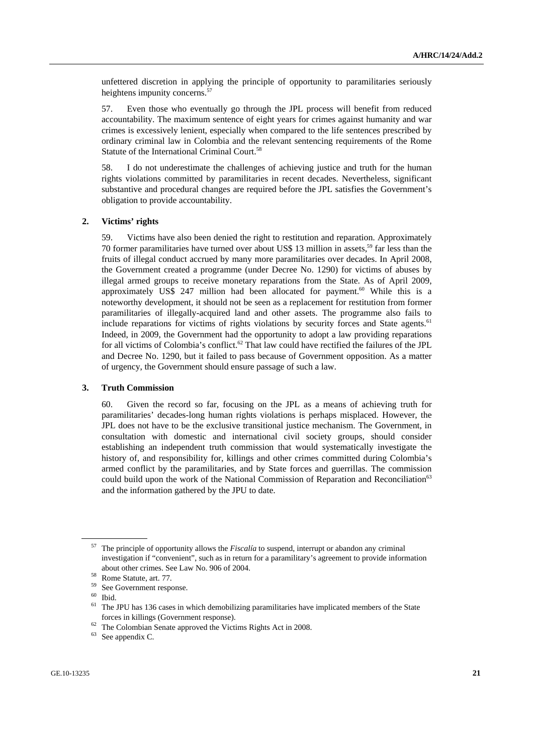unfettered discretion in applying the principle of opportunity to paramilitaries seriously heightens impunity concerns.[57]

57. Even those who eventually go through the JPL process will benefit from reduced accountability. The maximum sentence of eight years for crimes against humanity and war crimes is excessively lenient, especially when compared to the life sentences prescribed by ordinary criminal law in Colombia and the relevant sentencing requirements of the Rome Statute of the International Criminal Court.[58]

58. I do not underestimate the challenges of achieving justice and truth for the human rights violations committed by paramilitaries in recent decades. Nevertheless, significant substantive and procedural changes are required before the JPL satisfies the Government's obligation to provide accountability.

### 2. Victims' rights

59. Victims have also been denied the right to restitution and reparation. Approximately 70 former paramilitaries have turned over about US$ 13 million in assets,[59] far less than the fruits of illegal conduct accrued by many more paramilitaries over decades. In April 2008, the Government created a programme (under Decree No. 1290) for victims of abuses by illegal armed groups to receive monetary reparations from the State. As of April 2009, approximately US$ 247 million had been allocated for payment.[60] While this is a noteworthy development, it should not be seen as a replacement for restitution from former paramilitaries of illegally-acquired land and other assets. The programme also fails to include reparations for victims of rights violations by security forces and State agents.[61] Indeed, in 2009, the Government had the opportunity to adopt a law providing reparations for all victims of Colombia's conflict.[62] That law could have rectified the failures of the JPL and Decree No. 1290, but it failed to pass because of Government opposition. As a matter of urgency, the Government should ensure passage of such a law.

### 3. Truth Commission

60. Given the record so far, focusing on the JPL as a means of achieving truth for paramilitaries' decades-long human rights violations is perhaps misplaced. However, the JPL does not have to be the exclusive transitional justice mechanism. The Government, in consultation with domestic and international civil society groups, should consider establishing an independent truth commission that would systematically investigate the history of, and responsibility for, killings and other crimes committed during Colombia's armed conflict by the paramilitaries, and by State forces and guerrillas. The commission could build upon the work of the National Commission of Reparation and Reconciliation[63] and the information gathered by the JPU to date.

---

[57] The principle of opportunity allows the *Fiscalía* to suspend, interrupt or abandon any criminal investigation if "convenient", such as in return for a paramilitary's agreement to provide information about other crimes. See Law No. 906 of 2004.

[58] Rome Statute, art. 77.

[59] See Government response.

[60] Ibid.

[61] The JPU has 136 cases in which demobilizing paramilitaries have implicated members of the State forces in killings (Government response).

[62] The Colombian Senate approved the Victims Rights Act in 2008.

[63] See appendix C.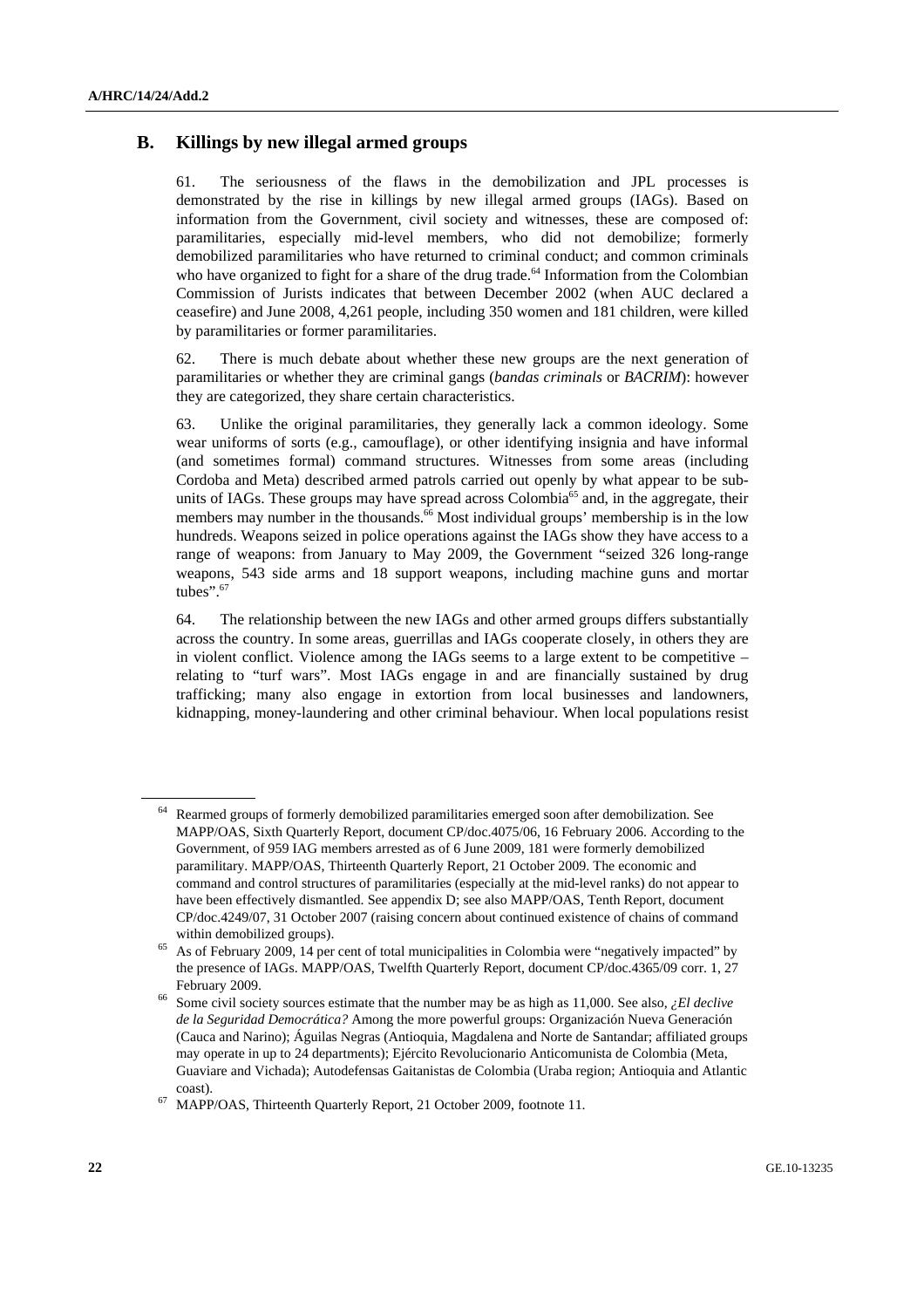## B. Killings by new illegal armed groups

61. The seriousness of the flaws in the demobilization and JPL processes is demonstrated by the rise in killings by new illegal armed groups (IAGs). Based on information from the Government, civil society and witnesses, these are composed of: paramilitaries, especially mid-level members, who did not demobilize; formerly demobilized paramilitaries who have returned to criminal conduct; and common criminals who have organized to fight for a share of the drug trade.[64] Information from the Colombian Commission of Jurists indicates that between December 2002 (when AUC declared a ceasefire) and June 2008, 4,261 people, including 350 women and 181 children, were killed by paramilitaries or former paramilitaries.

62. There is much debate about whether these new groups are the next generation of paramilitaries or whether they are criminal gangs (*bandas criminals* or *BACRIM*): however they are categorized, they share certain characteristics.

63. Unlike the original paramilitaries, they generally lack a common ideology. Some wear uniforms of sorts (e.g., camouflage), or other identifying insignia and have informal (and sometimes formal) command structures. Witnesses from some areas (including Cordoba and Meta) described armed patrols carried out openly by what appear to be sub-units of IAGs. These groups may have spread across Colombia[65] and, in the aggregate, their members may number in the thousands.[66] Most individual groups' membership is in the low hundreds. Weapons seized in police operations against the IAGs show they have access to a range of weapons: from January to May 2009, the Government "seized 326 long-range weapons, 543 side arms and 18 support weapons, including machine guns and mortar tubes".[67]

64. The relationship between the new IAGs and other armed groups differs substantially across the country. In some areas, guerrillas and IAGs cooperate closely, in others they are in violent conflict. Violence among the IAGs seems to a large extent to be competitive – relating to "turf wars". Most IAGs engage in and are financially sustained by drug trafficking; many also engage in extortion from local businesses and landowners, kidnapping, money-laundering and other criminal behaviour. When local populations resist

---

[64] Rearmed groups of formerly demobilized paramilitaries emerged soon after demobilization. See MAPP/OAS, Sixth Quarterly Report, document CP/doc.4075/06, 16 February 2006. According to the Government, of 959 IAG members arrested as of 6 June 2009, 181 were formerly demobilized paramilitary. MAPP/OAS, Thirteenth Quarterly Report, 21 October 2009. The economic and command and control structures of paramilitaries (especially at the mid-level ranks) do not appear to have been effectively dismantled. See appendix D; see also MAPP/OAS, Tenth Report, document CP/doc.4249/07, 31 October 2007 (raising concern about continued existence of chains of command within demobilized groups).

[65] As of February 2009, 14 per cent of total municipalities in Colombia were "negatively impacted" by the presence of IAGs. MAPP/OAS, Twelfth Quarterly Report, document CP/doc.4365/09 corr. 1, 27 February 2009.

[66] Some civil society sources estimate that the number may be as high as 11,000. See also, *¿El declive de la Seguridad Democrática?* Among the more powerful groups: Organización Nueva Generación (Cauca and Narino); Águilas Negras (Antioquia, Magdalena and Norte de Santandar; affiliated groups may operate in up to 24 departments); Ejército Revolucionario Anticomunista de Colombia (Meta, Guaviare and Vichada); Autodefensas Gaitanistas de Colombia (Uraba region; Antioquia and Atlantic coast).

[67] MAPP/OAS, Thirteenth Quarterly Report, 21 October 2009, footnote 11.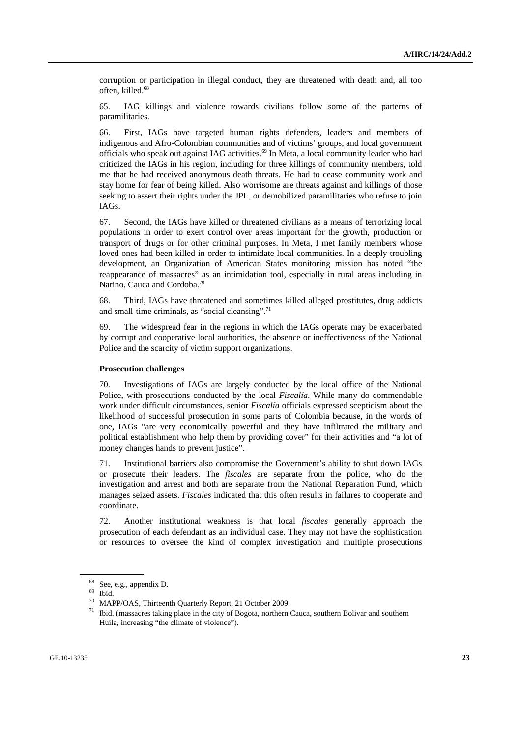corruption or participation in illegal conduct, they are threatened with death and, all too often, killed.[68]

65. IAG killings and violence towards civilians follow some of the patterns of paramilitaries.

66. First, IAGs have targeted human rights defenders, leaders and members of indigenous and Afro-Colombian communities and of victims' groups, and local government officials who speak out against IAG activities.[69] In Meta, a local community leader who had criticized the IAGs in his region, including for three killings of community members, told me that he had received anonymous death threats. He had to cease community work and stay home for fear of being killed. Also worrisome are threats against and killings of those seeking to assert their rights under the JPL, or demobilized paramilitaries who refuse to join IAGs.

67. Second, the IAGs have killed or threatened civilians as a means of terrorizing local populations in order to exert control over areas important for the growth, production or transport of drugs or for other criminal purposes. In Meta, I met family members whose loved ones had been killed in order to intimidate local communities. In a deeply troubling development, an Organization of American States monitoring mission has noted "the reappearance of massacres" as an intimidation tool, especially in rural areas including in Narino, Cauca and Cordoba.[70]

68. Third, IAGs have threatened and sometimes killed alleged prostitutes, drug addicts and small-time criminals, as "social cleansing".[71]

69. The widespread fear in the regions in which the IAGs operate may be exacerbated by corrupt and cooperative local authorities, the absence or ineffectiveness of the National Police and the scarcity of victim support organizations.

**Prosecution challenges**

70. Investigations of IAGs are largely conducted by the local office of the National Police, with prosecutions conducted by the local *Fiscalía*. While many do commendable work under difficult circumstances, senior *Fiscalía* officials expressed scepticism about the likelihood of successful prosecution in some parts of Colombia because, in the words of one, IAGs "are very economically powerful and they have infiltrated the military and political establishment who help them by providing cover" for their activities and "a lot of money changes hands to prevent justice".

71. Institutional barriers also compromise the Government's ability to shut down IAGs or prosecute their leaders. The *fiscales* are separate from the police, who do the investigation and arrest and both are separate from the National Reparation Fund, which manages seized assets. *Fiscales* indicated that this often results in failures to cooperate and coordinate.

72. Another institutional weakness is that local *fiscales* generally approach the prosecution of each defendant as an individual case. They may not have the sophistication or resources to oversee the kind of complex investigation and multiple prosecutions

---

[68] See, e.g., appendix D.

[69] Ibid.

[70] MAPP/OAS, Thirteenth Quarterly Report, 21 October 2009.

[71] Ibid. (massacres taking place in the city of Bogota, northern Cauca, southern Bolivar and southern Huila, increasing "the climate of violence").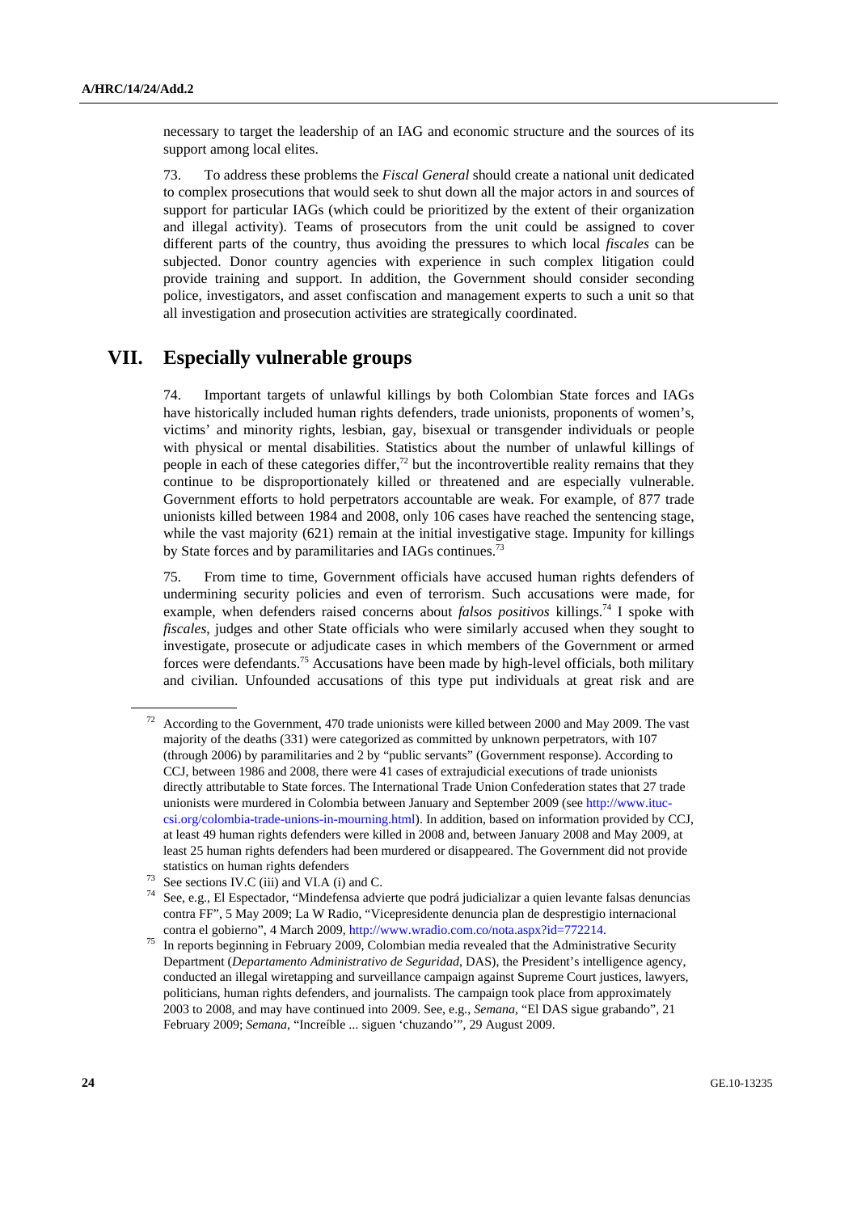necessary to target the leadership of an IAG and economic structure and the sources of its support among local elites.

73. To address these problems the *Fiscal General* should create a national unit dedicated to complex prosecutions that would seek to shut down all the major actors in and sources of support for particular IAGs (which could be prioritized by the extent of their organization and illegal activity). Teams of prosecutors from the unit could be assigned to cover different parts of the country, thus avoiding the pressures to which local *fiscales* can be subjected. Donor country agencies with experience in such complex litigation could provide training and support. In addition, the Government should consider seconding police, investigators, and asset confiscation and management experts to such a unit so that all investigation and prosecution activities are strategically coordinated.

# VII. Especially vulnerable groups

74. Important targets of unlawful killings by both Colombian State forces and IAGs have historically included human rights defenders, trade unionists, proponents of women's, victims' and minority rights, lesbian, gay, bisexual or transgender individuals or people with physical or mental disabilities. Statistics about the number of unlawful killings of people in each of these categories differ,[72] but the incontrovertible reality remains that they continue to be disproportionately killed or threatened and are especially vulnerable. Government efforts to hold perpetrators accountable are weak. For example, of 877 trade unionists killed between 1984 and 2008, only 106 cases have reached the sentencing stage, while the vast majority (621) remain at the initial investigative stage. Impunity for killings by State forces and by paramilitaries and IAGs continues.[73]

75. From time to time, Government officials have accused human rights defenders of undermining security policies and even of terrorism. Such accusations were made, for example, when defenders raised concerns about *falsos positivos* killings.[74] I spoke with *fiscales*, judges and other State officials who were similarly accused when they sought to investigate, prosecute or adjudicate cases in which members of the Government or armed forces were defendants.[75] Accusations have been made by high-level officials, both military and civilian. Unfounded accusations of this type put individuals at great risk and are

---

[72] According to the Government, 470 trade unionists were killed between 2000 and May 2009. The vast majority of the deaths (331) were categorized as committed by unknown perpetrators, with 107 (through 2006) by paramilitaries and 2 by "public servants" (Government response). According to CCJ, between 1986 and 2008, there were 41 cases of extrajudicial executions of trade unionists directly attributable to State forces. The International Trade Union Confederation states that 27 trade unionists were murdered in Colombia between January and September 2009 (see http://www.ituc-csi.org/colombia-trade-unions-in-mourning.html). In addition, based on information provided by CCJ, at least 49 human rights defenders were killed in 2008 and, between January 2008 and May 2009, at least 25 human rights defenders had been murdered or disappeared. The Government did not provide statistics on human rights defenders

[73] See sections IV.C (iii) and VI.A (i) and C.

[74] See, e.g., El Espectador, "Mindefensa advierte que podrá judicializar a quien levante falsas denuncias contra FF", 5 May 2009; La W Radio, "Vicepresidente denuncia plan de desprestigio internacional contra el gobierno", 4 March 2009, http://www.wradio.com.co/nota.aspx?id=772214.

[75] In reports beginning in February 2009, Colombian media revealed that the Administrative Security Department (*Departamento Administrativo de Seguridad*, DAS), the President's intelligence agency, conducted an illegal wiretapping and surveillance campaign against Supreme Court justices, lawyers, politicians, human rights defenders, and journalists. The campaign took place from approximately 2003 to 2008, and may have continued into 2009. See, e.g., *Semana*, "El DAS sigue grabando", 21 February 2009; *Semana*, "Increíble ... siguen 'chuzando'", 29 August 2009.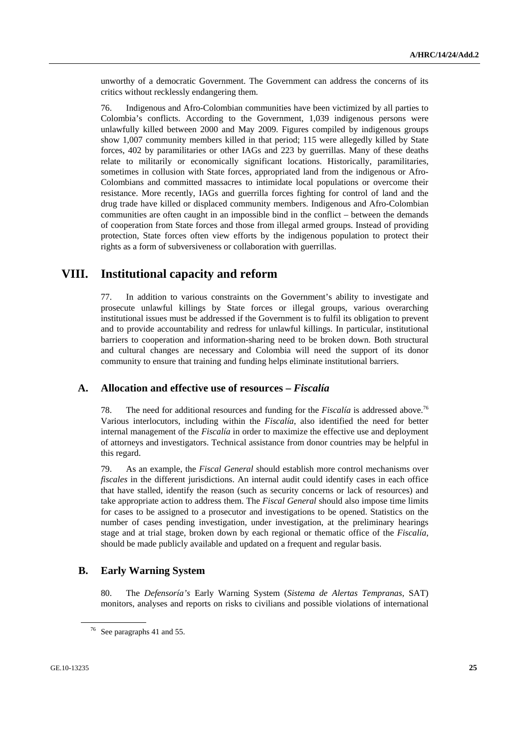unworthy of a democratic Government. The Government can address the concerns of its critics without recklessly endangering them.

76. Indigenous and Afro-Colombian communities have been victimized by all parties to Colombia's conflicts. According to the Government, 1,039 indigenous persons were unlawfully killed between 2000 and May 2009. Figures compiled by indigenous groups show 1,007 community members killed in that period; 115 were allegedly killed by State forces, 402 by paramilitaries or other IAGs and 223 by guerrillas. Many of these deaths relate to militarily or economically significant locations. Historically, paramilitaries, sometimes in collusion with State forces, appropriated land from the indigenous or Afro-Colombians and committed massacres to intimidate local populations or overcome their resistance. More recently, IAGs and guerrilla forces fighting for control of land and the drug trade have killed or displaced community members. Indigenous and Afro-Colombian communities are often caught in an impossible bind in the conflict – between the demands of cooperation from State forces and those from illegal armed groups. Instead of providing protection, State forces often view efforts by the indigenous population to protect their rights as a form of subversiveness or collaboration with guerrillas.

# VIII. Institutional capacity and reform

77. In addition to various constraints on the Government's ability to investigate and prosecute unlawful killings by State forces or illegal groups, various overarching institutional issues must be addressed if the Government is to fulfil its obligation to prevent and to provide accountability and redress for unlawful killings. In particular, institutional barriers to cooperation and information-sharing need to be broken down. Both structural and cultural changes are necessary and Colombia will need the support of its donor community to ensure that training and funding helps eliminate institutional barriers.

## A. Allocation and effective use of resources – *Fiscalía*

78. The need for additional resources and funding for the *Fiscalía* is addressed above.[76] Various interlocutors, including within the *Fiscalía*, also identified the need for better internal management of the *Fiscalía* in order to maximize the effective use and deployment of attorneys and investigators. Technical assistance from donor countries may be helpful in this regard.

79. As an example, the *Fiscal General* should establish more control mechanisms over *fiscales* in the different jurisdictions. An internal audit could identify cases in each office that have stalled, identify the reason (such as security concerns or lack of resources) and take appropriate action to address them. The *Fiscal General* should also impose time limits for cases to be assigned to a prosecutor and investigations to be opened. Statistics on the number of cases pending investigation, under investigation, at the preliminary hearings stage and at trial stage, broken down by each regional or thematic office of the *Fiscalía*, should be made publicly available and updated on a frequent and regular basis.

## B. Early Warning System

80. The *Defensoría's* Early Warning System (*Sistema de Alertas Tempranas*, SAT) monitors, analyses and reports on risks to civilians and possible violations of international

[76] See paragraphs 41 and 55.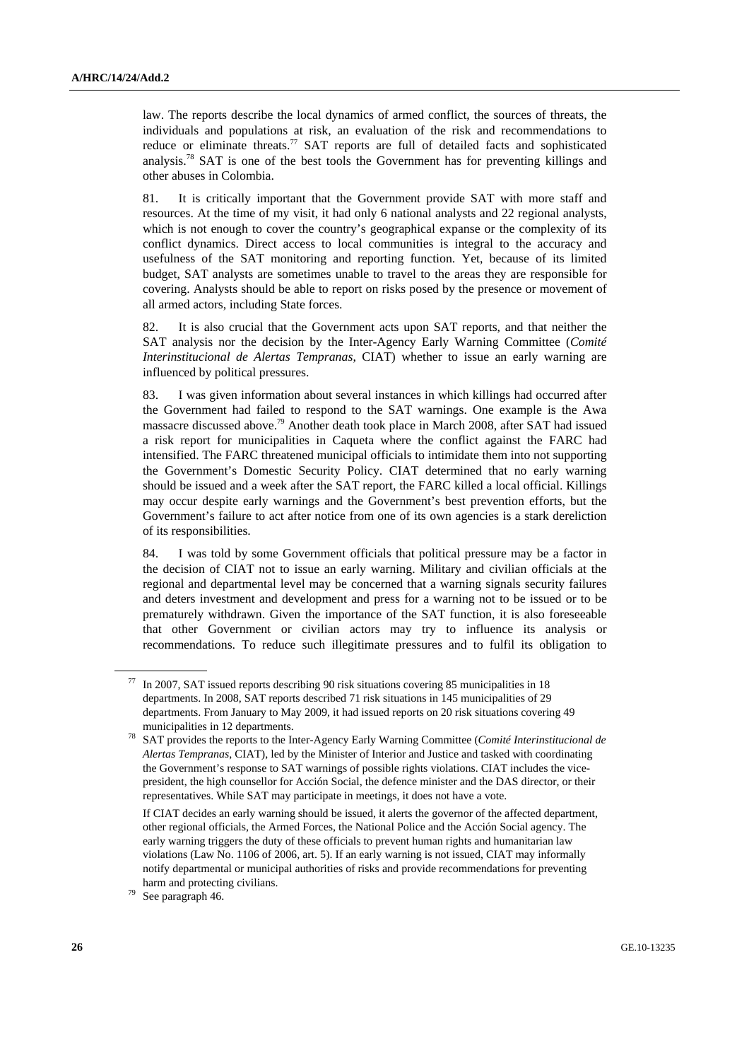law. The reports describe the local dynamics of armed conflict, the sources of threats, the individuals and populations at risk, an evaluation of the risk and recommendations to reduce or eliminate threats.[77] SAT reports are full of detailed facts and sophisticated analysis.[78] SAT is one of the best tools the Government has for preventing killings and other abuses in Colombia.

81. It is critically important that the Government provide SAT with more staff and resources. At the time of my visit, it had only 6 national analysts and 22 regional analysts, which is not enough to cover the country's geographical expanse or the complexity of its conflict dynamics. Direct access to local communities is integral to the accuracy and usefulness of the SAT monitoring and reporting function. Yet, because of its limited budget, SAT analysts are sometimes unable to travel to the areas they are responsible for covering. Analysts should be able to report on risks posed by the presence or movement of all armed actors, including State forces.

82. It is also crucial that the Government acts upon SAT reports, and that neither the SAT analysis nor the decision by the Inter-Agency Early Warning Committee (*Comité Interinstitucional de Alertas Tempranas*, CIAT) whether to issue an early warning are influenced by political pressures.

83. I was given information about several instances in which killings had occurred after the Government had failed to respond to the SAT warnings. One example is the Awa massacre discussed above.[79] Another death took place in March 2008, after SAT had issued a risk report for municipalities in Caqueta where the conflict against the FARC had intensified. The FARC threatened municipal officials to intimidate them into not supporting the Government's Domestic Security Policy. CIAT determined that no early warning should be issued and a week after the SAT report, the FARC killed a local official. Killings may occur despite early warnings and the Government's best prevention efforts, but the Government's failure to act after notice from one of its own agencies is a stark dereliction of its responsibilities.

84. I was told by some Government officials that political pressure may be a factor in the decision of CIAT not to issue an early warning. Military and civilian officials at the regional and departmental level may be concerned that a warning signals security failures and deters investment and development and press for a warning not to be issued or to be prematurely withdrawn. Given the importance of the SAT function, it is also foreseeable that other Government or civilian actors may try to influence its analysis or recommendations. To reduce such illegitimate pressures and to fulfil its obligation to

---

[77] In 2007, SAT issued reports describing 90 risk situations covering 85 municipalities in 18 departments. In 2008, SAT reports described 71 risk situations in 145 municipalities of 29 departments. From January to May 2009, it had issued reports on 20 risk situations covering 49 municipalities in 12 departments.

[78] SAT provides the reports to the Inter-Agency Early Warning Committee (*Comité Interinstitucional de Alertas Tempranas*, CIAT), led by the Minister of Interior and Justice and tasked with coordinating the Government's response to SAT warnings of possible rights violations. CIAT includes the vice-president, the high counsellor for Acción Social, the defence minister and the DAS director, or their representatives. While SAT may participate in meetings, it does not have a vote.

If CIAT decides an early warning should be issued, it alerts the governor of the affected department, other regional officials, the Armed Forces, the National Police and the Acción Social agency. The early warning triggers the duty of these officials to prevent human rights and humanitarian law violations (Law No. 1106 of 2006, art. 5). If an early warning is not issued, CIAT may informally notify departmental or municipal authorities of risks and provide recommendations for preventing harm and protecting civilians.

[79] See paragraph 46.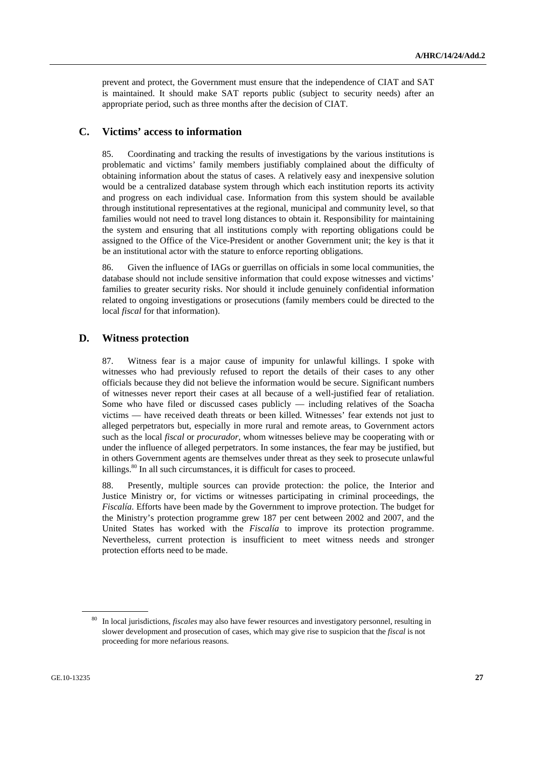prevent and protect, the Government must ensure that the independence of CIAT and SAT is maintained. It should make SAT reports public (subject to security needs) after an appropriate period, such as three months after the decision of CIAT.

## C. Victims' access to information

85. Coordinating and tracking the results of investigations by the various institutions is problematic and victims' family members justifiably complained about the difficulty of obtaining information about the status of cases. A relatively easy and inexpensive solution would be a centralized database system through which each institution reports its activity and progress on each individual case. Information from this system should be available through institutional representatives at the regional, municipal and community level, so that families would not need to travel long distances to obtain it. Responsibility for maintaining the system and ensuring that all institutions comply with reporting obligations could be assigned to the Office of the Vice-President or another Government unit; the key is that it be an institutional actor with the stature to enforce reporting obligations.

86. Given the influence of IAGs or guerrillas on officials in some local communities, the database should not include sensitive information that could expose witnesses and victims' families to greater security risks. Nor should it include genuinely confidential information related to ongoing investigations or prosecutions (family members could be directed to the local *fiscal* for that information).

## D. Witness protection

87. Witness fear is a major cause of impunity for unlawful killings. I spoke with witnesses who had previously refused to report the details of their cases to any other officials because they did not believe the information would be secure. Significant numbers of witnesses never report their cases at all because of a well-justified fear of retaliation. Some who have filed or discussed cases publicly — including relatives of the Soacha victims — have received death threats or been killed. Witnesses' fear extends not just to alleged perpetrators but, especially in more rural and remote areas, to Government actors such as the local *fiscal* or *procurador*, whom witnesses believe may be cooperating with or under the influence of alleged perpetrators. In some instances, the fear may be justified, but in others Government agents are themselves under threat as they seek to prosecute unlawful killings.[80] In all such circumstances, it is difficult for cases to proceed.

88. Presently, multiple sources can provide protection: the police, the Interior and Justice Ministry or, for victims or witnesses participating in criminal proceedings, the *Fiscalía*. Efforts have been made by the Government to improve protection. The budget for the Ministry's protection programme grew 187 per cent between 2002 and 2007, and the United States has worked with the *Fiscalía* to improve its protection programme. Nevertheless, current protection is insufficient to meet witness needs and stronger protection efforts need to be made.

[80] In local jurisdictions, *fiscales* may also have fewer resources and investigatory personnel, resulting in slower development and prosecution of cases, which may give rise to suspicion that the *fiscal* is not proceeding for more nefarious reasons.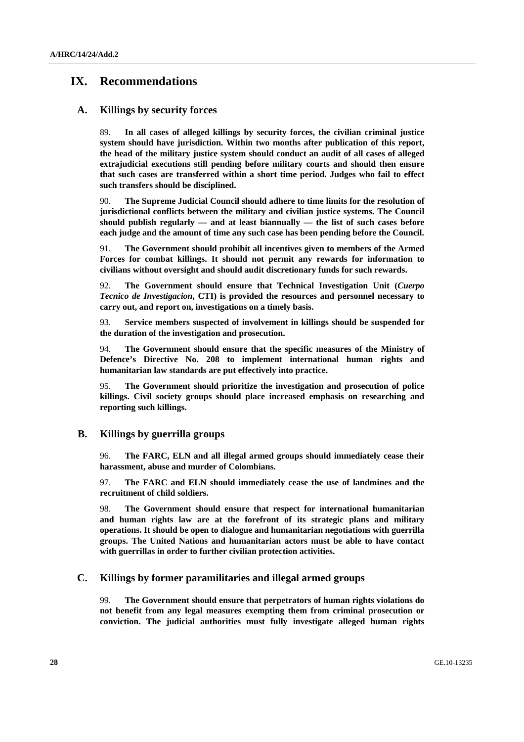# IX. Recommendations

## A. Killings by security forces

89. **In all cases of alleged killings by security forces, the civilian criminal justice system should have jurisdiction. Within two months after publication of this report, the head of the military justice system should conduct an audit of all cases of alleged extrajudicial executions still pending before military courts and should then ensure that such cases are transferred within a short time period. Judges who fail to effect such transfers should be disciplined.**

90. **The Supreme Judicial Council should adhere to time limits for the resolution of jurisdictional conflicts between the military and civilian justice systems. The Council should publish regularly — and at least biannually — the list of such cases before each judge and the amount of time any such case has been pending before the Council.**

91. **The Government should prohibit all incentives given to members of the Armed Forces for combat killings. It should not permit any rewards for information to civilians without oversight and should audit discretionary funds for such rewards.**

92. **The Government should ensure that Technical Investigation Unit (*Cuerpo Tecnico de Investigacion*, CTI) is provided the resources and personnel necessary to carry out, and report on, investigations on a timely basis.**

93. **Service members suspected of involvement in killings should be suspended for the duration of the investigation and prosecution.**

94. **The Government should ensure that the specific measures of the Ministry of Defence's Directive No. 208 to implement international human rights and humanitarian law standards are put effectively into practice.**

95. **The Government should prioritize the investigation and prosecution of police killings. Civil society groups should place increased emphasis on researching and reporting such killings.**

## B. Killings by guerrilla groups

96. **The FARC, ELN and all illegal armed groups should immediately cease their harassment, abuse and murder of Colombians.**

97. **The FARC and ELN should immediately cease the use of landmines and the recruitment of child soldiers.**

98. **The Government should ensure that respect for international humanitarian and human rights law are at the forefront of its strategic plans and military operations. It should be open to dialogue and humanitarian negotiations with guerrilla groups. The United Nations and humanitarian actors must be able to have contact with guerrillas in order to further civilian protection activities.**

## C. Killings by former paramilitaries and illegal armed groups

99. **The Government should ensure that perpetrators of human rights violations do not benefit from any legal measures exempting them from criminal prosecution or conviction. The judicial authorities must fully investigate alleged human rights**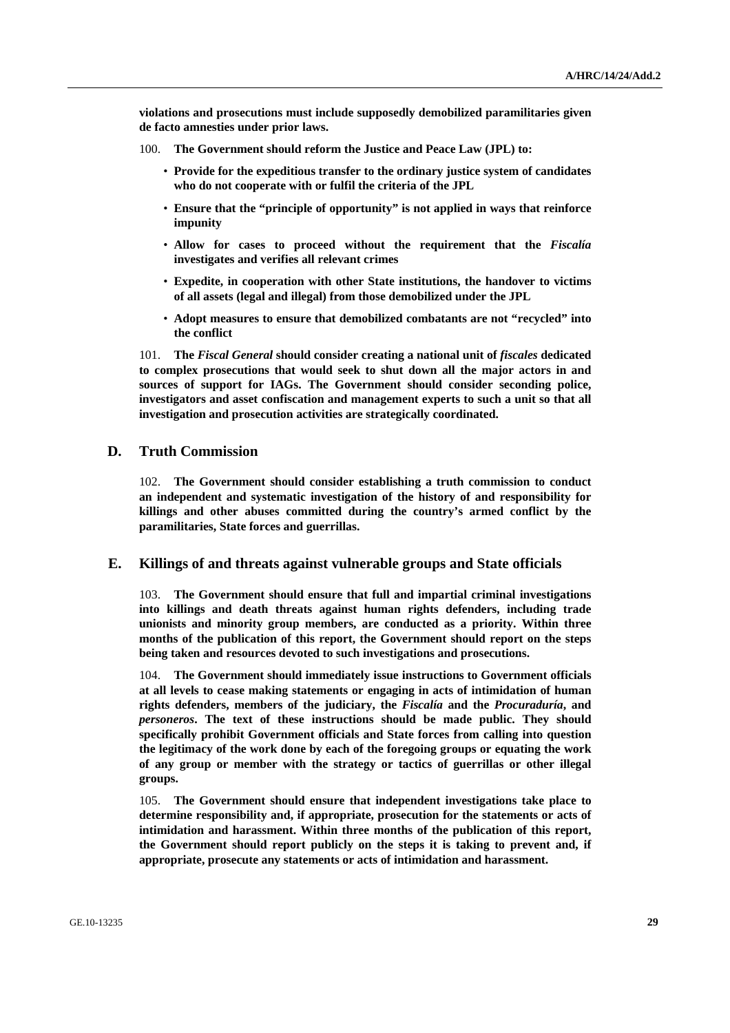**violations and prosecutions must include supposedly demobilized paramilitaries given de facto amnesties under prior laws.**

100. **The Government should reform the Justice and Peace Law (JPL) to:**

- **Provide for the expeditious transfer to the ordinary justice system of candidates who do not cooperate with or fulfil the criteria of the JPL**
- **Ensure that the "principle of opportunity" is not applied in ways that reinforce impunity**
- **Allow for cases to proceed without the requirement that the *Fiscalía* investigates and verifies all relevant crimes**
- **Expedite, in cooperation with other State institutions, the handover to victims of all assets (legal and illegal) from those demobilized under the JPL**
- **Adopt measures to ensure that demobilized combatants are not "recycled" into the conflict**

101. **The *Fiscal General* should consider creating a national unit of *fiscales* dedicated to complex prosecutions that would seek to shut down all the major actors in and sources of support for IAGs. The Government should consider seconding police, investigators and asset confiscation and management experts to such a unit so that all investigation and prosecution activities are strategically coordinated.**

## D. Truth Commission

102. **The Government should consider establishing a truth commission to conduct an independent and systematic investigation of the history of and responsibility for killings and other abuses committed during the country's armed conflict by the paramilitaries, State forces and guerrillas.**

## E. Killings of and threats against vulnerable groups and State officials

103. **The Government should ensure that full and impartial criminal investigations into killings and death threats against human rights defenders, including trade unionists and minority group members, are conducted as a priority. Within three months of the publication of this report, the Government should report on the steps being taken and resources devoted to such investigations and prosecutions.**

104. **The Government should immediately issue instructions to Government officials at all levels to cease making statements or engaging in acts of intimidation of human rights defenders, members of the judiciary, the *Fiscalía* and the *Procuraduría*, and *personeros*. The text of these instructions should be made public. They should specifically prohibit Government officials and State forces from calling into question the legitimacy of the work done by each of the foregoing groups or equating the work of any group or member with the strategy or tactics of guerrillas or other illegal groups.**

105. **The Government should ensure that independent investigations take place to determine responsibility and, if appropriate, prosecution for the statements or acts of intimidation and harassment. Within three months of the publication of this report, the Government should report publicly on the steps it is taking to prevent and, if appropriate, prosecute any statements or acts of intimidation and harassment.**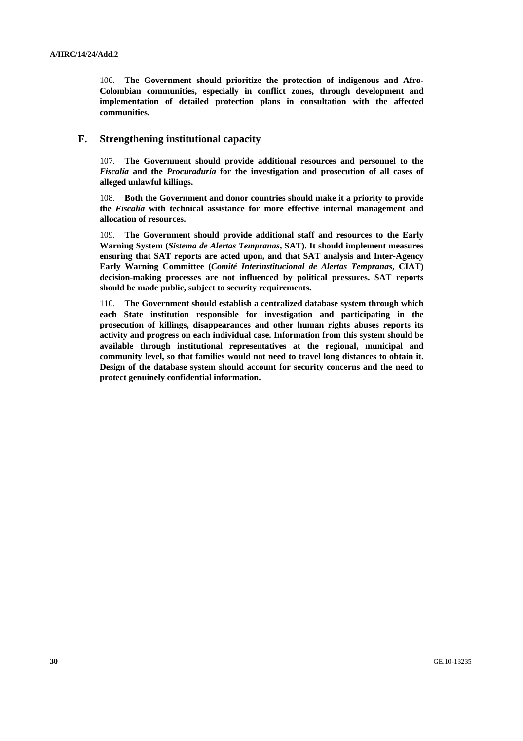106. **The Government should prioritize the protection of indigenous and Afro-Colombian communities, especially in conflict zones, through development and implementation of detailed protection plans in consultation with the affected communities.**

## F. Strengthening institutional capacity

107. **The Government should provide additional resources and personnel to the *Fiscalía* and the *Procuraduría* for the investigation and prosecution of all cases of alleged unlawful killings.**

108. **Both the Government and donor countries should make it a priority to provide the *Fiscalía* with technical assistance for more effective internal management and allocation of resources.**

109. **The Government should provide additional staff and resources to the Early Warning System (*Sistema de Alertas Tempranas*, SAT). It should implement measures ensuring that SAT reports are acted upon, and that SAT analysis and Inter-Agency Early Warning Committee (*Comité Interinstitucional de Alertas Tempranas*, CIAT) decision-making processes are not influenced by political pressures. SAT reports should be made public, subject to security requirements.**

110. **The Government should establish a centralized database system through which each State institution responsible for investigation and participating in the prosecution of killings, disappearances and other human rights abuses reports its activity and progress on each individual case. Information from this system should be available through institutional representatives at the regional, municipal and community level, so that families would not need to travel long distances to obtain it. Design of the database system should account for security concerns and the need to protect genuinely confidential information.**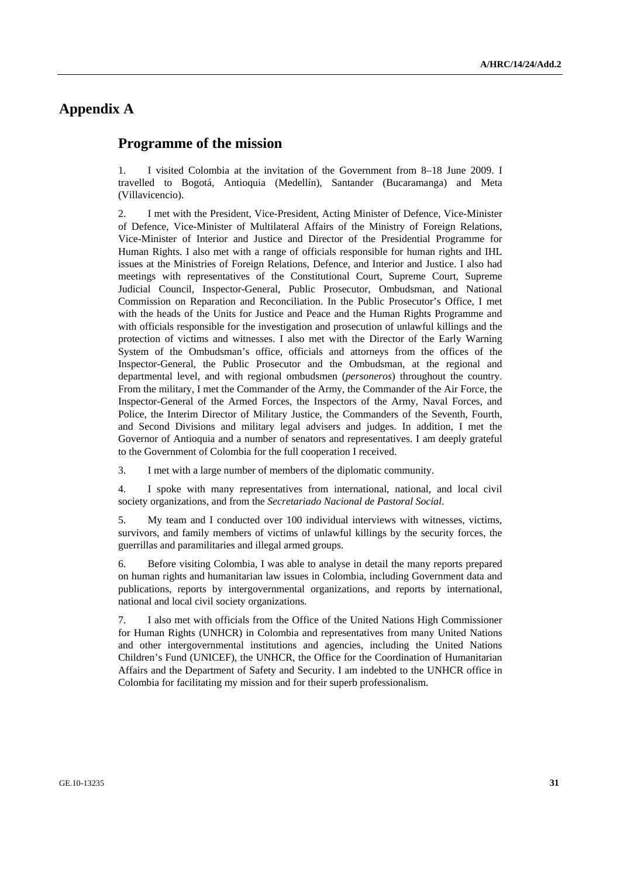# Appendix A

## Programme of the mission

1. I visited Colombia at the invitation of the Government from 8–18 June 2009. I travelled to Bogotá, Antioquia (Medellín), Santander (Bucaramanga) and Meta (Villavicencio).

2. I met with the President, Vice-President, Acting Minister of Defence, Vice-Minister of Defence, Vice-Minister of Multilateral Affairs of the Ministry of Foreign Relations, Vice-Minister of Interior and Justice and Director of the Presidential Programme for Human Rights. I also met with a range of officials responsible for human rights and IHL issues at the Ministries of Foreign Relations, Defence, and Interior and Justice. I also had meetings with representatives of the Constitutional Court, Supreme Court, Supreme Judicial Council, Inspector-General, Public Prosecutor, Ombudsman, and National Commission on Reparation and Reconciliation. In the Public Prosecutor's Office, I met with the heads of the Units for Justice and Peace and the Human Rights Programme and with officials responsible for the investigation and prosecution of unlawful killings and the protection of victims and witnesses. I also met with the Director of the Early Warning System of the Ombudsman's office, officials and attorneys from the offices of the Inspector-General, the Public Prosecutor and the Ombudsman, at the regional and departmental level, and with regional ombudsmen (*personeros*) throughout the country. From the military, I met the Commander of the Army, the Commander of the Air Force, the Inspector-General of the Armed Forces, the Inspectors of the Army, Naval Forces, and Police, the Interim Director of Military Justice, the Commanders of the Seventh, Fourth, and Second Divisions and military legal advisers and judges. In addition, I met the Governor of Antioquia and a number of senators and representatives. I am deeply grateful to the Government of Colombia for the full cooperation I received.

3. I met with a large number of members of the diplomatic community.

4. I spoke with many representatives from international, national, and local civil society organizations, and from the *Secretariado Nacional de Pastoral Social*.

5. My team and I conducted over 100 individual interviews with witnesses, victims, survivors, and family members of victims of unlawful killings by the security forces, the guerrillas and paramilitaries and illegal armed groups.

6. Before visiting Colombia, I was able to analyse in detail the many reports prepared on human rights and humanitarian law issues in Colombia, including Government data and publications, reports by intergovernmental organizations, and reports by international, national and local civil society organizations.

7. I also met with officials from the Office of the United Nations High Commissioner for Human Rights (UNHCR) in Colombia and representatives from many United Nations and other intergovernmental institutions and agencies, including the United Nations Children's Fund (UNICEF), the UNHCR, the Office for the Coordination of Humanitarian Affairs and the Department of Safety and Security. I am indebted to the UNHCR office in Colombia for facilitating my mission and for their superb professionalism.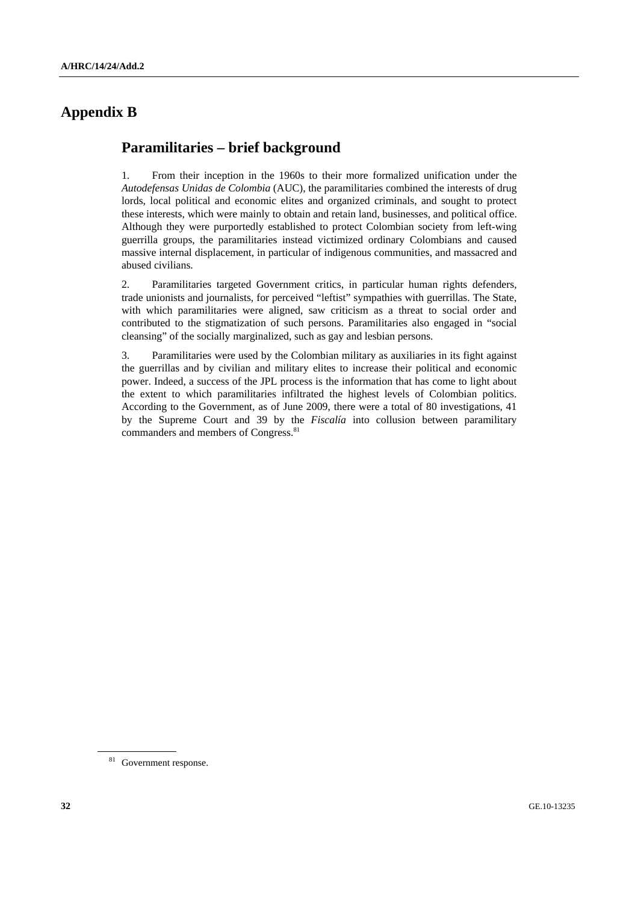# Appendix B

## Paramilitaries – brief background

1. From their inception in the 1960s to their more formalized unification under the *Autodefensas Unidas de Colombia* (AUC), the paramilitaries combined the interests of drug lords, local political and economic elites and organized criminals, and sought to protect these interests, which were mainly to obtain and retain land, businesses, and political office. Although they were purportedly established to protect Colombian society from left-wing guerrilla groups, the paramilitaries instead victimized ordinary Colombians and caused massive internal displacement, in particular of indigenous communities, and massacred and abused civilians.

2. Paramilitaries targeted Government critics, in particular human rights defenders, trade unionists and journalists, for perceived "leftist" sympathies with guerrillas. The State, with which paramilitaries were aligned, saw criticism as a threat to social order and contributed to the stigmatization of such persons. Paramilitaries also engaged in "social cleansing" of the socially marginalized, such as gay and lesbian persons.

3. Paramilitaries were used by the Colombian military as auxiliaries in its fight against the guerrillas and by civilian and military elites to increase their political and economic power. Indeed, a success of the JPL process is the information that has come to light about the extent to which paramilitaries infiltrated the highest levels of Colombian politics. According to the Government, as of June 2009, there were a total of 80 investigations, 41 by the Supreme Court and 39 by the *Fiscalía* into collusion between paramilitary commanders and members of Congress.[81]

---

[81] Government response.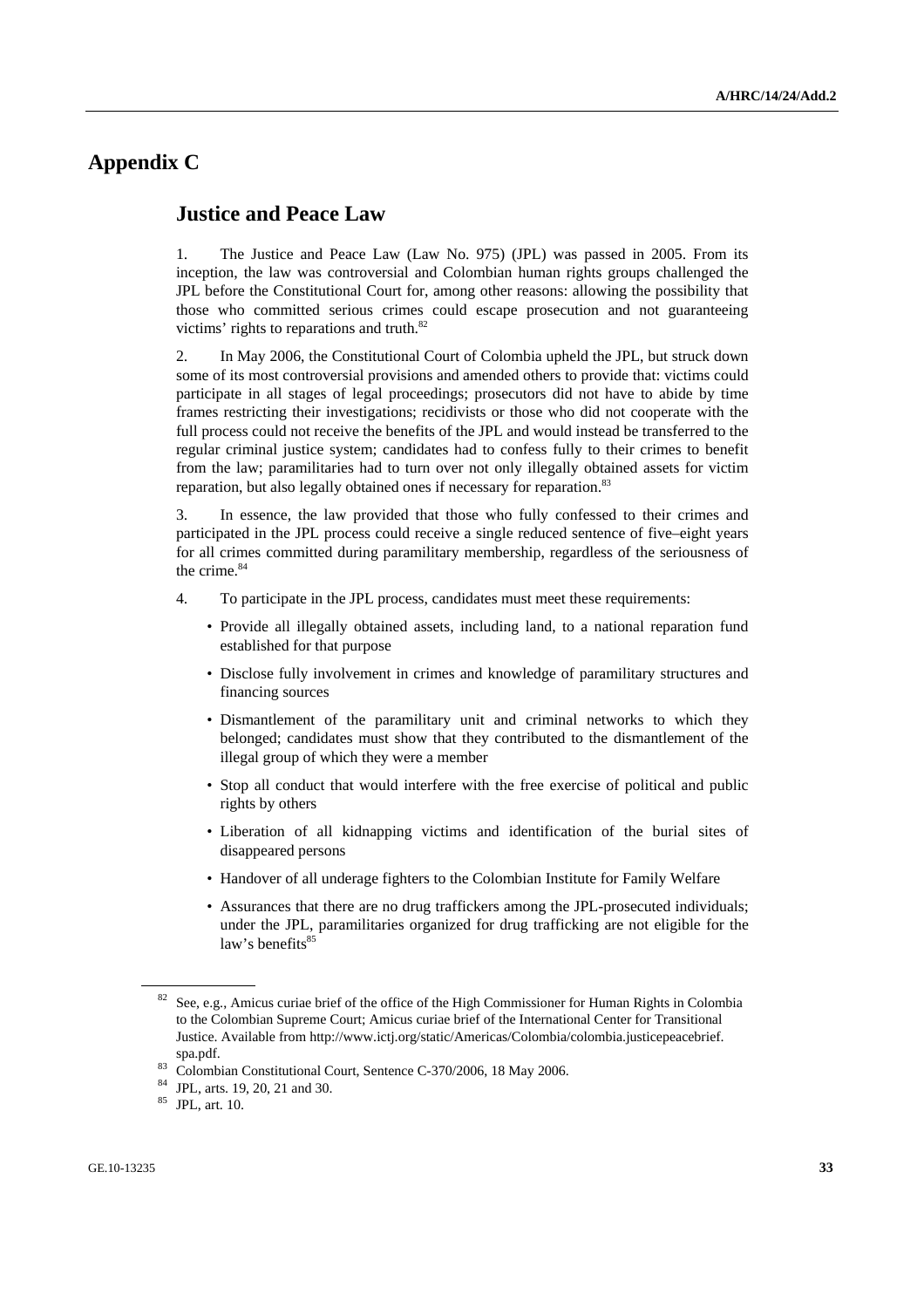# Appendix C

## Justice and Peace Law

1. The Justice and Peace Law (Law No. 975) (JPL) was passed in 2005. From its inception, the law was controversial and Colombian human rights groups challenged the JPL before the Constitutional Court for, among other reasons: allowing the possibility that those who committed serious crimes could escape prosecution and not guaranteeing victims' rights to reparations and truth.[82]

2. In May 2006, the Constitutional Court of Colombia upheld the JPL, but struck down some of its most controversial provisions and amended others to provide that: victims could participate in all stages of legal proceedings; prosecutors did not have to abide by time frames restricting their investigations; recidivists or those who did not cooperate with the full process could not receive the benefits of the JPL and would instead be transferred to the regular criminal justice system; candidates had to confess fully to their crimes to benefit from the law; paramilitaries had to turn over not only illegally obtained assets for victim reparation, but also legally obtained ones if necessary for reparation.[83]

3. In essence, the law provided that those who fully confessed to their crimes and participated in the JPL process could receive a single reduced sentence of five–eight years for all crimes committed during paramilitary membership, regardless of the seriousness of the crime.[84]

4. To participate in the JPL process, candidates must meet these requirements:

- Provide all illegally obtained assets, including land, to a national reparation fund established for that purpose
- Disclose fully involvement in crimes and knowledge of paramilitary structures and financing sources
- Dismantlement of the paramilitary unit and criminal networks to which they belonged; candidates must show that they contributed to the dismantlement of the illegal group of which they were a member
- Stop all conduct that would interfere with the free exercise of political and public rights by others
- Liberation of all kidnapping victims and identification of the burial sites of disappeared persons
- Handover of all underage fighters to the Colombian Institute for Family Welfare
- Assurances that there are no drug traffickers among the JPL-prosecuted individuals; under the JPL, paramilitaries organized for drug trafficking are not eligible for the law's benefits[85]

---

[82] See, e.g., Amicus curiae brief of the office of the High Commissioner for Human Rights in Colombia to the Colombian Supreme Court; Amicus curiae brief of the International Center for Transitional Justice. Available from http://www.ictj.org/static/Americas/Colombia/colombia.justicepeacebrief.spa.pdf.

[83] Colombian Constitutional Court, Sentence C-370/2006, 18 May 2006.

[84] JPL, arts. 19, 20, 21 and 30.

[85] JPL, art. 10.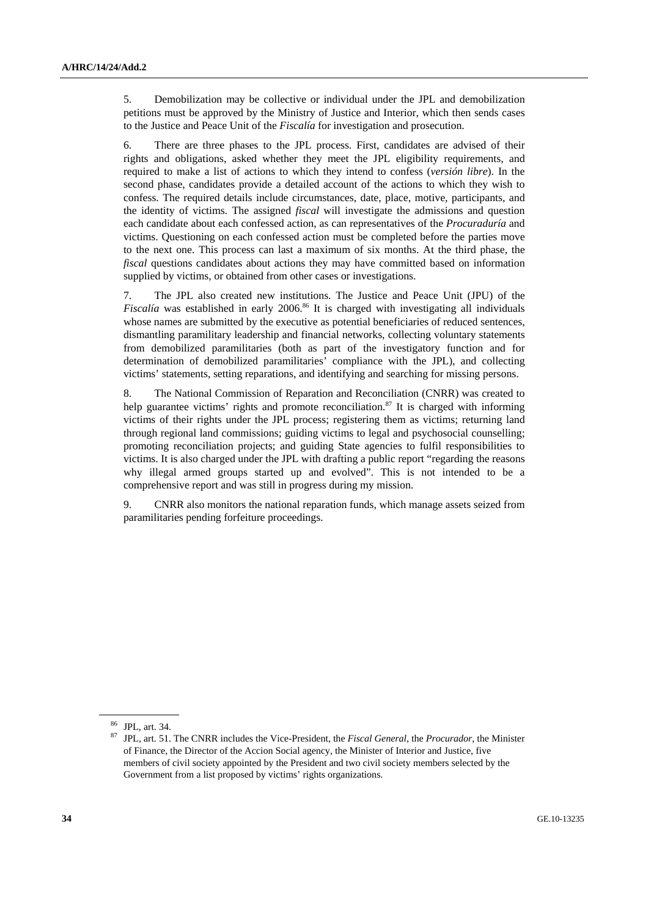5. Demobilization may be collective or individual under the JPL and demobilization petitions must be approved by the Ministry of Justice and Interior, which then sends cases to the Justice and Peace Unit of the *Fiscalía* for investigation and prosecution.

6. There are three phases to the JPL process. First, candidates are advised of their rights and obligations, asked whether they meet the JPL eligibility requirements, and required to make a list of actions to which they intend to confess (*versión libre*). In the second phase, candidates provide a detailed account of the actions to which they wish to confess. The required details include circumstances, date, place, motive, participants, and the identity of victims. The assigned *fiscal* will investigate the admissions and question each candidate about each confessed action, as can representatives of the *Procuraduría* and victims. Questioning on each confessed action must be completed before the parties move to the next one. This process can last a maximum of six months. At the third phase, the *fiscal* questions candidates about actions they may have committed based on information supplied by victims, or obtained from other cases or investigations.

7. The JPL also created new institutions. The Justice and Peace Unit (JPU) of the *Fiscalía* was established in early 2006.[86] It is charged with investigating all individuals whose names are submitted by the executive as potential beneficiaries of reduced sentences, dismantling paramilitary leadership and financial networks, collecting voluntary statements from demobilized paramilitaries (both as part of the investigatory function and for determination of demobilized paramilitaries' compliance with the JPL), and collecting victims' statements, setting reparations, and identifying and searching for missing persons.

8. The National Commission of Reparation and Reconciliation (CNRR) was created to help guarantee victims' rights and promote reconciliation.[87] It is charged with informing victims of their rights under the JPL process; registering them as victims; returning land through regional land commissions; guiding victims to legal and psychosocial counselling; promoting reconciliation projects; and guiding State agencies to fulfil responsibilities to victims. It is also charged under the JPL with drafting a public report "regarding the reasons why illegal armed groups started up and evolved". This is not intended to be a comprehensive report and was still in progress during my mission.

9. CNRR also monitors the national reparation funds, which manage assets seized from paramilitaries pending forfeiture proceedings.

---

[86] JPL, art. 34.

[87] JPL, art. 51. The CNRR includes the Vice-President, the *Fiscal General*, the *Procurador*, the Minister of Finance, the Director of the Accion Social agency, the Minister of Interior and Justice, five members of civil society appointed by the President and two civil society members selected by the Government from a list proposed by victims' rights organizations.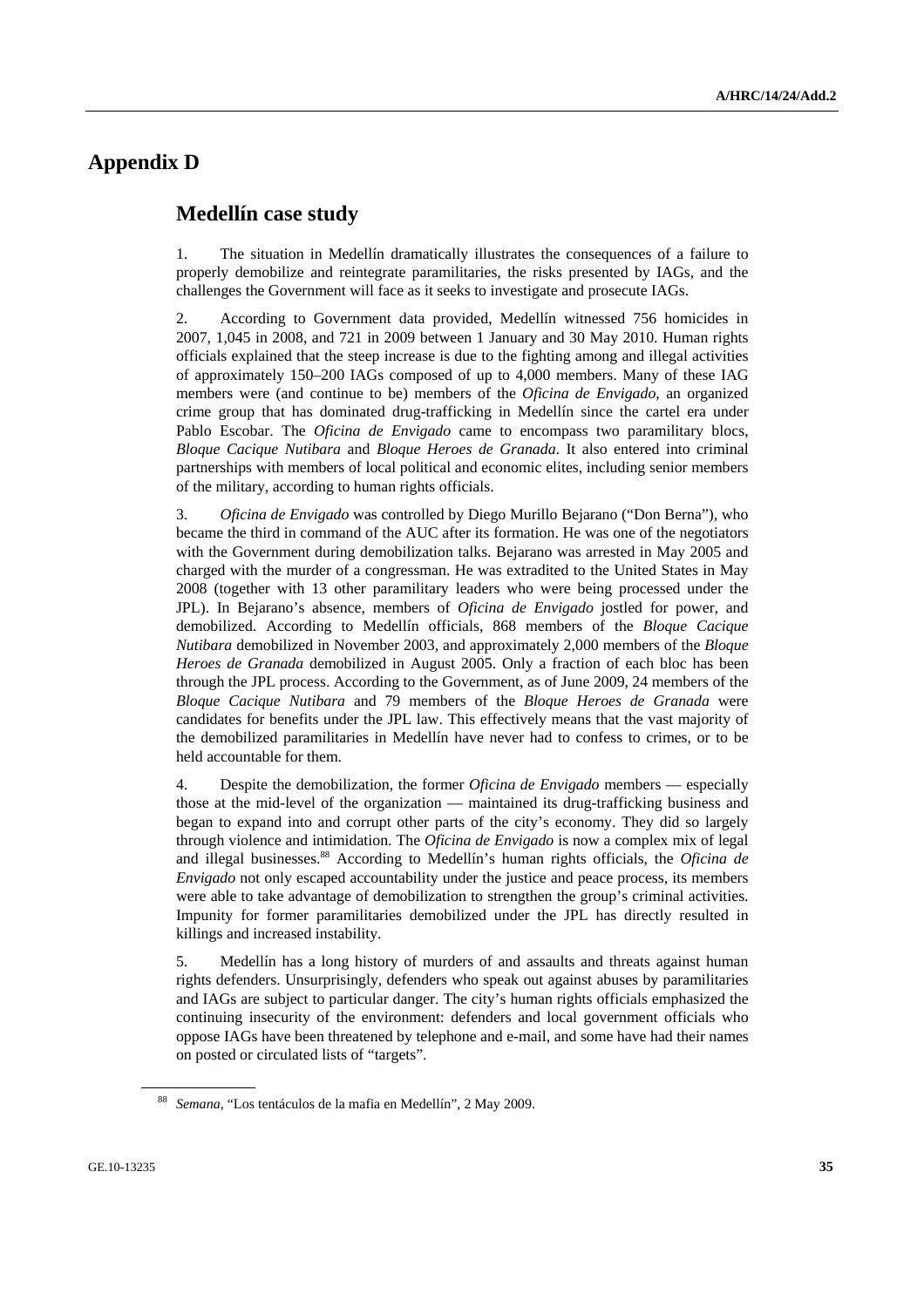# Appendix D

## Medellín case study

1. The situation in Medellín dramatically illustrates the consequences of a failure to properly demobilize and reintegrate paramilitaries, the risks presented by IAGs, and the challenges the Government will face as it seeks to investigate and prosecute IAGs.

2. According to Government data provided, Medellín witnessed 756 homicides in 2007, 1,045 in 2008, and 721 in 2009 between 1 January and 30 May 2010. Human rights officials explained that the steep increase is due to the fighting among and illegal activities of approximately 150–200 IAGs composed of up to 4,000 members. Many of these IAG members were (and continue to be) members of the *Oficina de Envigado*, an organized crime group that has dominated drug-trafficking in Medellín since the cartel era under Pablo Escobar. The *Oficina de Envigado* came to encompass two paramilitary blocs, *Bloque Cacique Nutibara* and *Bloque Heroes de Granada*. It also entered into criminal partnerships with members of local political and economic elites, including senior members of the military, according to human rights officials.

3. *Oficina de Envigado* was controlled by Diego Murillo Bejarano ("Don Berna"), who became the third in command of the AUC after its formation. He was one of the negotiators with the Government during demobilization talks. Bejarano was arrested in May 2005 and charged with the murder of a congressman. He was extradited to the United States in May 2008 (together with 13 other paramilitary leaders who were being processed under the JPL). In Bejarano's absence, members of *Oficina de Envigado* jostled for power, and demobilized. According to Medellín officials, 868 members of the *Bloque Cacique Nutibara* demobilized in November 2003, and approximately 2,000 members of the *Bloque Heroes de Granada* demobilized in August 2005. Only a fraction of each bloc has been through the JPL process. According to the Government, as of June 2009, 24 members of the *Bloque Cacique Nutibara* and 79 members of the *Bloque Heroes de Granada* were candidates for benefits under the JPL law. This effectively means that the vast majority of the demobilized paramilitaries in Medellín have never had to confess to crimes, or to be held accountable for them.

4. Despite the demobilization, the former *Oficina de Envigado* members — especially those at the mid-level of the organization — maintained its drug-trafficking business and began to expand into and corrupt other parts of the city's economy. They did so largely through violence and intimidation. The *Oficina de Envigado* is now a complex mix of legal and illegal businesses.[88] According to Medellín's human rights officials, the *Oficina de Envigado* not only escaped accountability under the justice and peace process, its members were able to take advantage of demobilization to strengthen the group's criminal activities. Impunity for former paramilitaries demobilized under the JPL has directly resulted in killings and increased instability.

5. Medellín has a long history of murders of and assaults and threats against human rights defenders. Unsurprisingly, defenders who speak out against abuses by paramilitaries and IAGs are subject to particular danger. The city's human rights officials emphasized the continuing insecurity of the environment: defenders and local government officials who oppose IAGs have been threatened by telephone and e-mail, and some have had their names on posted or circulated lists of "targets".

[88] *Semana*, "Los tentáculos de la mafia en Medellín", 2 May 2009.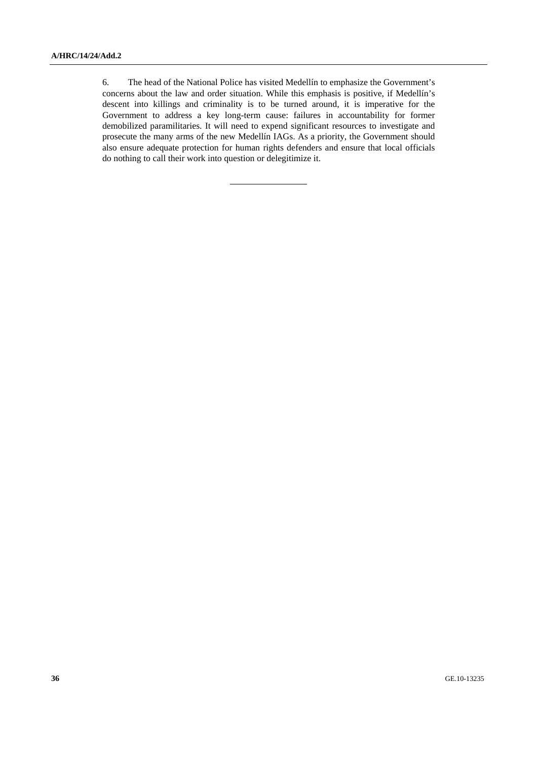6. The head of the National Police has visited Medellín to emphasize the Government's concerns about the law and order situation. While this emphasis is positive, if Medellín's descent into killings and criminality is to be turned around, it is imperative for the Government to address a key long-term cause: failures in accountability for former demobilized paramilitaries. It will need to expend significant resources to investigate and prosecute the many arms of the new Medellín IAGs. As a priority, the Government should also ensure adequate protection for human rights defenders and ensure that local officials do nothing to call their work into question or delegitimize it.